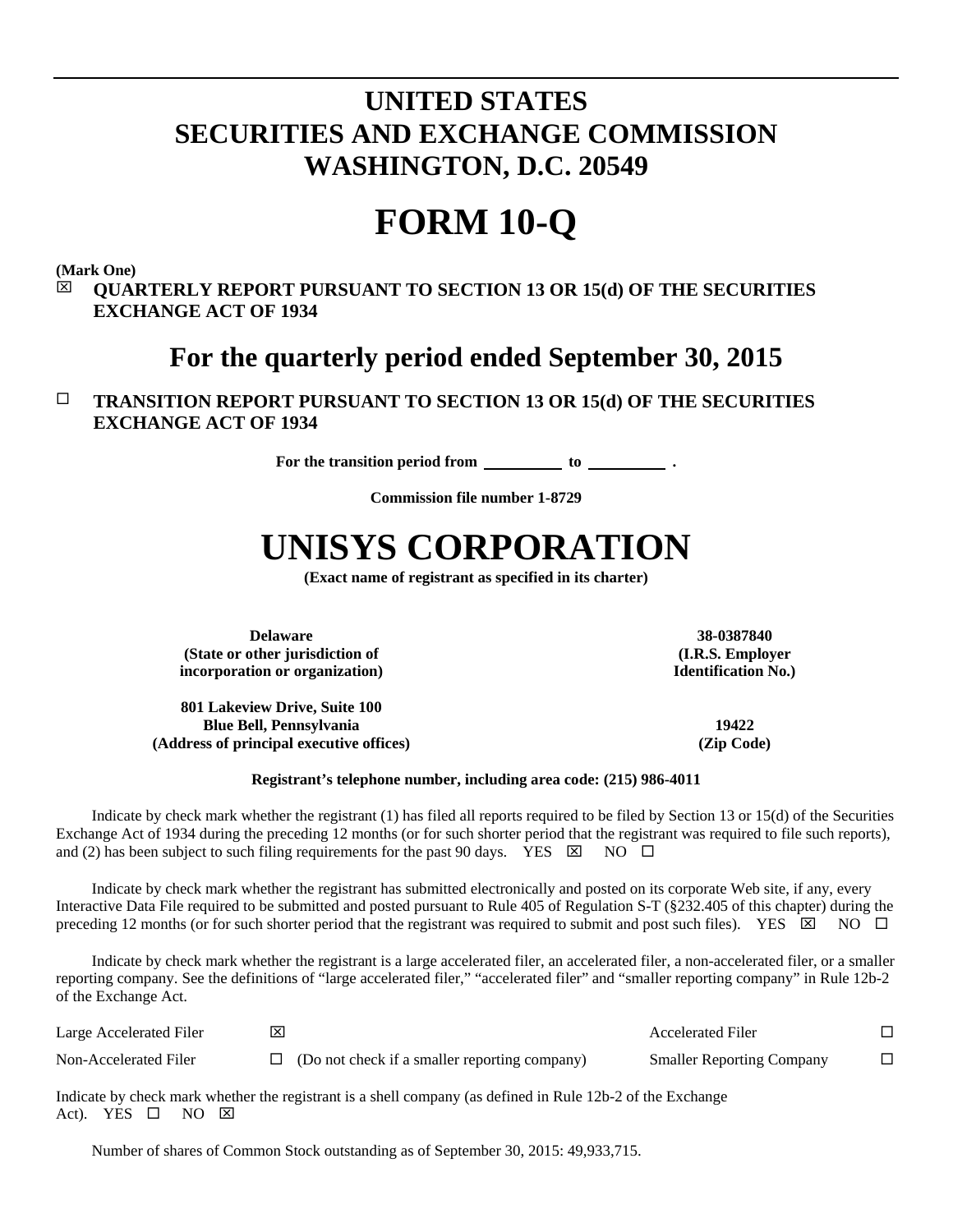# UNITED STATES
# SECURITIES AND EXCHANGE COMMISSION
# WASHINGTON, D.C. 20549

# FORM 10-Q

**(Mark One)**

☒ **QUARTERLY REPORT PURSUANT TO SECTION 13 OR 15(d) OF THE SECURITIES EXCHANGE ACT OF 1934**

## For the quarterly period ended September 30, 2015

☐ **TRANSITION REPORT PURSUANT TO SECTION 13 OR 15(d) OF THE SECURITIES EXCHANGE ACT OF 1934**

**For the transition period from \_\_\_\_\_\_\_\_\_\_ to \_\_\_\_\_\_\_\_\_\_ .**

**Commission file number 1-8729**

# UNISYS CORPORATION

**(Exact name of registrant as specified in its charter)**

| | |
|---|---|
| **Delaware**<br>**(State or other jurisdiction of incorporation or organization)** | **38-0387840**<br>**(I.R.S. Employer Identification No.)** |
| **801 Lakeview Drive, Suite 100**<br>**Blue Bell, Pennsylvania**<br>**(Address of principal executive offices)** | **19422**<br>**(Zip Code)** |

**Registrant's telephone number, including area code: (215) 986-4011**

Indicate by check mark whether the registrant (1) has filed all reports required to be filed by Section 13 or 15(d) of the Securities Exchange Act of 1934 during the preceding 12 months (or for such shorter period that the registrant was required to file such reports), and (2) has been subject to such filing requirements for the past 90 days. YES ☒ NO ☐

Indicate by check mark whether the registrant has submitted electronically and posted on its corporate Web site, if any, every Interactive Data File required to be submitted and posted pursuant to Rule 405 of Regulation S-T (§232.405 of this chapter) during the preceding 12 months (or for such shorter period that the registrant was required to submit and post such files). YES ☒ NO ☐

Indicate by check mark whether the registrant is a large accelerated filer, an accelerated filer, a non-accelerated filer, or a smaller reporting company. See the definitions of "large accelerated filer," "accelerated filer" and "smaller reporting company" in Rule 12b-2 of the Exchange Act.

| | | | |
|---|---|---|---|
| Large Accelerated Filer | ☒ | Accelerated Filer | ☐ |
| Non-Accelerated Filer | ☐ (Do not check if a smaller reporting company) | Smaller Reporting Company | ☐ |

Indicate by check mark whether the registrant is a shell company (as defined in Rule 12b-2 of the Exchange Act). YES ☐ NO ☒

Number of shares of Common Stock outstanding as of September 30, 2015: 49,933,715.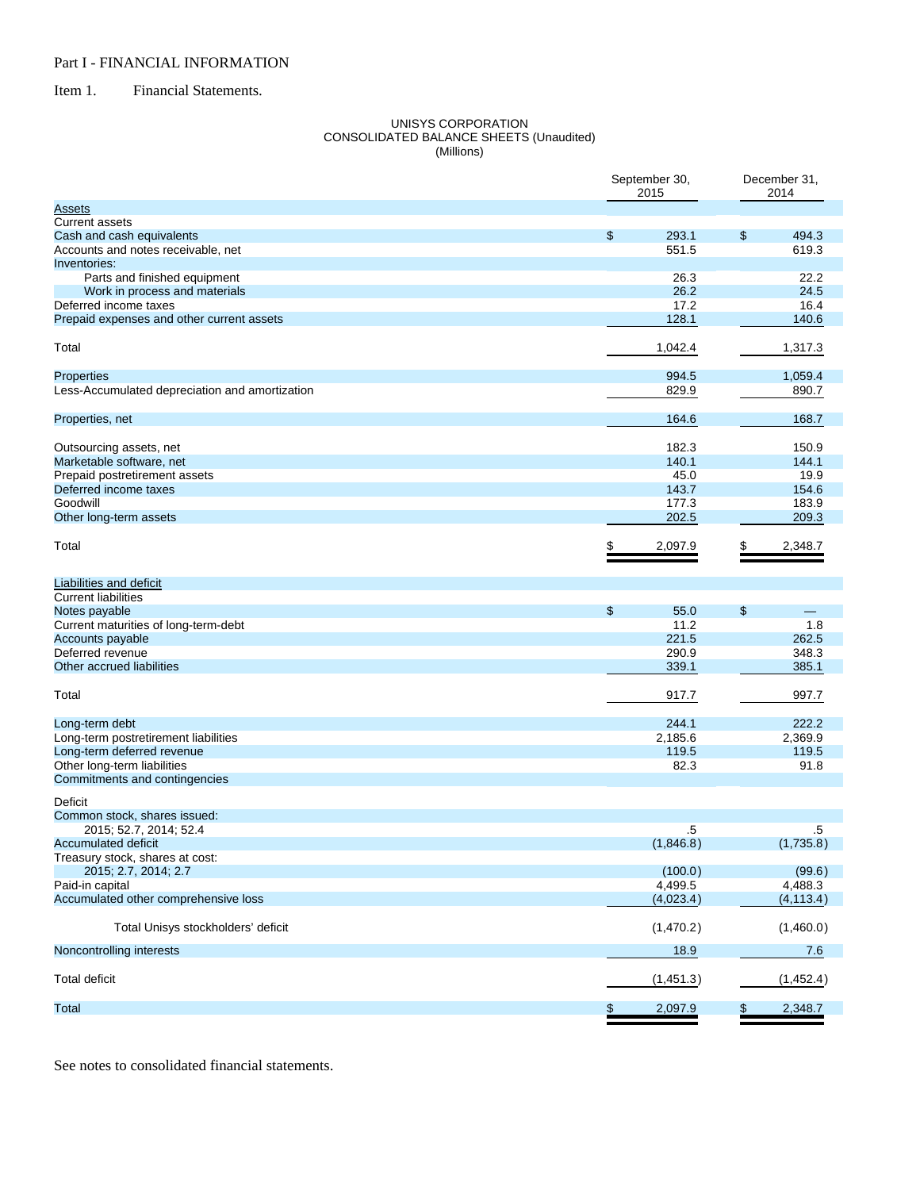Part I - FINANCIAL INFORMATION

Item 1. Financial Statements.

UNISYS CORPORATION
CONSOLIDATED BALANCE SHEETS (Unaudited)
(Millions)

| | September 30, 2015 | December 31, 2014 |
|---|---|---|
| Assets | | |
| Current assets | | |
| Cash and cash equivalents | $ 293.1 | $ 494.3 |
| Accounts and notes receivable, net | 551.5 | 619.3 |
| Inventories: | | |
| Parts and finished equipment | 26.3 | 22.2 |
| Work in process and materials | 26.2 | 24.5 |
| Deferred income taxes | 17.2 | 16.4 |
| Prepaid expenses and other current assets | 128.1 | 140.6 |
| Total | 1,042.4 | 1,317.3 |
| Properties | 994.5 | 1,059.4 |
| Less-Accumulated depreciation and amortization | 829.9 | 890.7 |
| Properties, net | 164.6 | 168.7 |
| Outsourcing assets, net | 182.3 | 150.9 |
| Marketable software, net | 140.1 | 144.1 |
| Prepaid postretirement assets | 45.0 | 19.9 |
| Deferred income taxes | 143.7 | 154.6 |
| Goodwill | 177.3 | 183.9 |
| Other long-term assets | 202.5 | 209.3 |
| Total | $ 2,097.9 | $ 2,348.7 |
| Liabilities and deficit | | |
| Current liabilities | | |
| Notes payable | $ 55.0 | $ — |
| Current maturities of long-term-debt | 11.2 | 1.8 |
| Accounts payable | 221.5 | 262.5 |
| Deferred revenue | 290.9 | 348.3 |
| Other accrued liabilities | 339.1 | 385.1 |
| Total | 917.7 | 997.7 |
| Long-term debt | 244.1 | 222.2 |
| Long-term postretirement liabilities | 2,185.6 | 2,369.9 |
| Long-term deferred revenue | 119.5 | 119.5 |
| Other long-term liabilities | 82.3 | 91.8 |
| Commitments and contingencies | | |
| Deficit | | |
| Common stock, shares issued: | | |
| 2015; 52.7, 2014; 52.4 | .5 | .5 |
| Accumulated deficit | (1,846.8) | (1,735.8) |
| Treasury stock, shares at cost: | | |
| 2015; 2.7, 2014; 2.7 | (100.0) | (99.6) |
| Paid-in capital | 4,499.5 | 4,488.3 |
| Accumulated other comprehensive loss | (4,023.4) | (4,113.4) |
| Total Unisys stockholders' deficit | (1,470.2) | (1,460.0) |
| Noncontrolling interests | 18.9 | 7.6 |
| Total deficit | (1,451.3) | (1,452.4) |
| Total | $ 2,097.9 | $ 2,348.7 |

See notes to consolidated financial statements.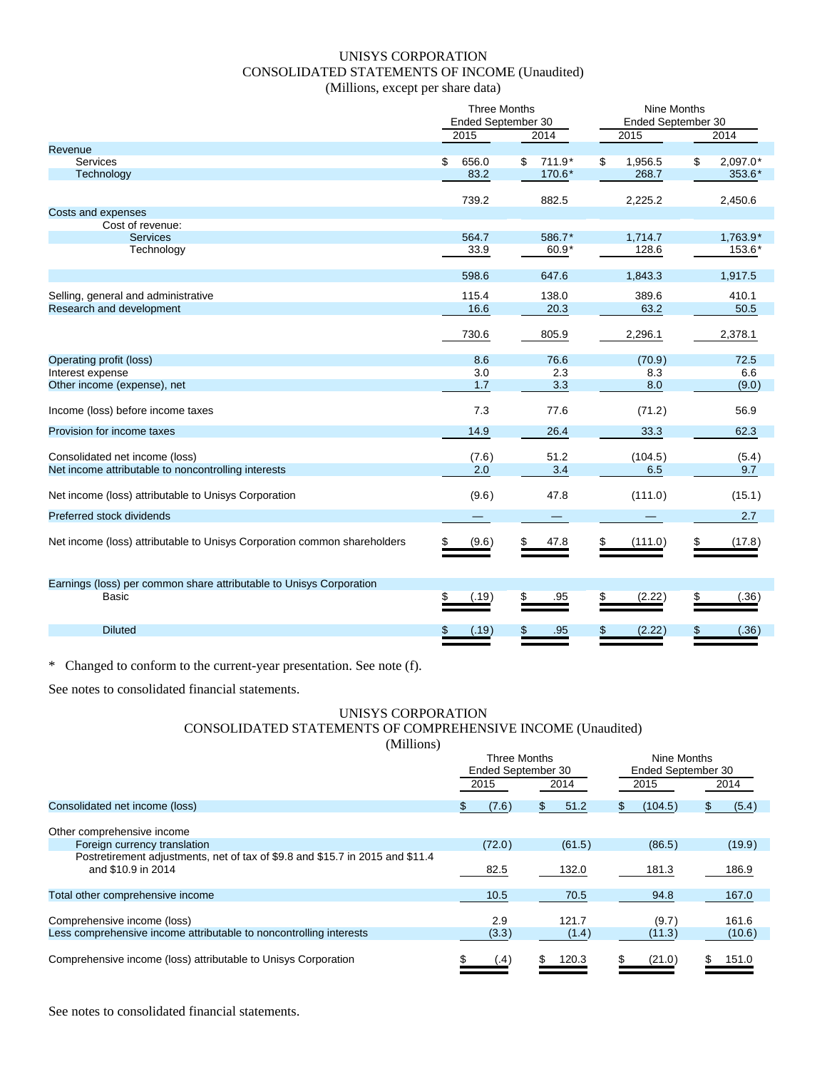# UNISYS CORPORATION
## CONSOLIDATED STATEMENTS OF INCOME (Unaudited)
### (Millions, except per share data)

| | Three Months Ended September 30 | | Nine Months Ended September 30 | |
|---|---|---|---|---|
| | 2015 | 2014 | 2015 | 2014 |
| **Revenue** | | | | |
| Services | $ 656.0 | $ 711.9* | $ 1,956.5 | $ 2,097.0* |
| Technology | 83.2 | 170.6* | 268.7 | 353.6* |
| | 739.2 | 882.5 | 2,225.2 | 2,450.6 |
| **Costs and expenses** | | | | |
| Cost of revenue: | | | | |
| Services | 564.7 | 586.7* | 1,714.7 | 1,763.9* |
| Technology | 33.9 | 60.9* | 128.6 | 153.6* |
| | 598.6 | 647.6 | 1,843.3 | 1,917.5 |
| Selling, general and administrative | 115.4 | 138.0 | 389.6 | 410.1 |
| Research and development | 16.6 | 20.3 | 63.2 | 50.5 |
| | 730.6 | 805.9 | 2,296.1 | 2,378.1 |
| Operating profit (loss) | 8.6 | 76.6 | (70.9) | 72.5 |
| Interest expense | 3.0 | 2.3 | 8.3 | 6.6 |
| Other income (expense), net | 1.7 | 3.3 | 8.0 | (9.0) |
| Income (loss) before income taxes | 7.3 | 77.6 | (71.2) | 56.9 |
| Provision for income taxes | 14.9 | 26.4 | 33.3 | 62.3 |
| Consolidated net income (loss) | (7.6) | 51.2 | (104.5) | (5.4) |
| Net income attributable to noncontrolling interests | 2.0 | 3.4 | 6.5 | 9.7 |
| Net income (loss) attributable to Unisys Corporation | (9.6) | 47.8 | (111.0) | (15.1) |
| Preferred stock dividends | — | — | — | 2.7 |
| Net income (loss) attributable to Unisys Corporation common shareholders | $ (9.6) | $ 47.8 | $ (111.0) | $ (17.8) |
| **Earnings (loss) per common share attributable to Unisys Corporation** | | | | |
| Basic | $ (.19) | $ .95 | $ (2.22) | $ (.36) |
| Diluted | $ (.19) | $ .95 | $ (2.22) | $ (.36) |

\* Changed to conform to the current-year presentation. See note (f).

See notes to consolidated financial statements.

# UNISYS CORPORATION
## CONSOLIDATED STATEMENTS OF COMPREHENSIVE INCOME (Unaudited)
### (Millions)

| | Three Months Ended September 30 | | Nine Months Ended September 30 | |
|---|---|---|---|---|
| | 2015 | 2014 | 2015 | 2014 |
| Consolidated net income (loss) | $ (7.6) | $ 51.2 | $ (104.5) | $ (5.4) |
| Other comprehensive income | | | | |
| Foreign currency translation | (72.0) | (61.5) | (86.5) | (19.9) |
| Postretirement adjustments, net of tax of $9.8 and $15.7 in 2015 and $11.4 and $10.9 in 2014 | 82.5 | 132.0 | 181.3 | 186.9 |
| Total other comprehensive income | 10.5 | 70.5 | 94.8 | 167.0 |
| Comprehensive income (loss) | 2.9 | 121.7 | (9.7) | 161.6 |
| Less comprehensive income attributable to noncontrolling interests | (3.3) | (1.4) | (11.3) | (10.6) |
| Comprehensive income (loss) attributable to Unisys Corporation | $ (.4) | $ 120.3 | $ (21.0) | $ 151.0 |

See notes to consolidated financial statements.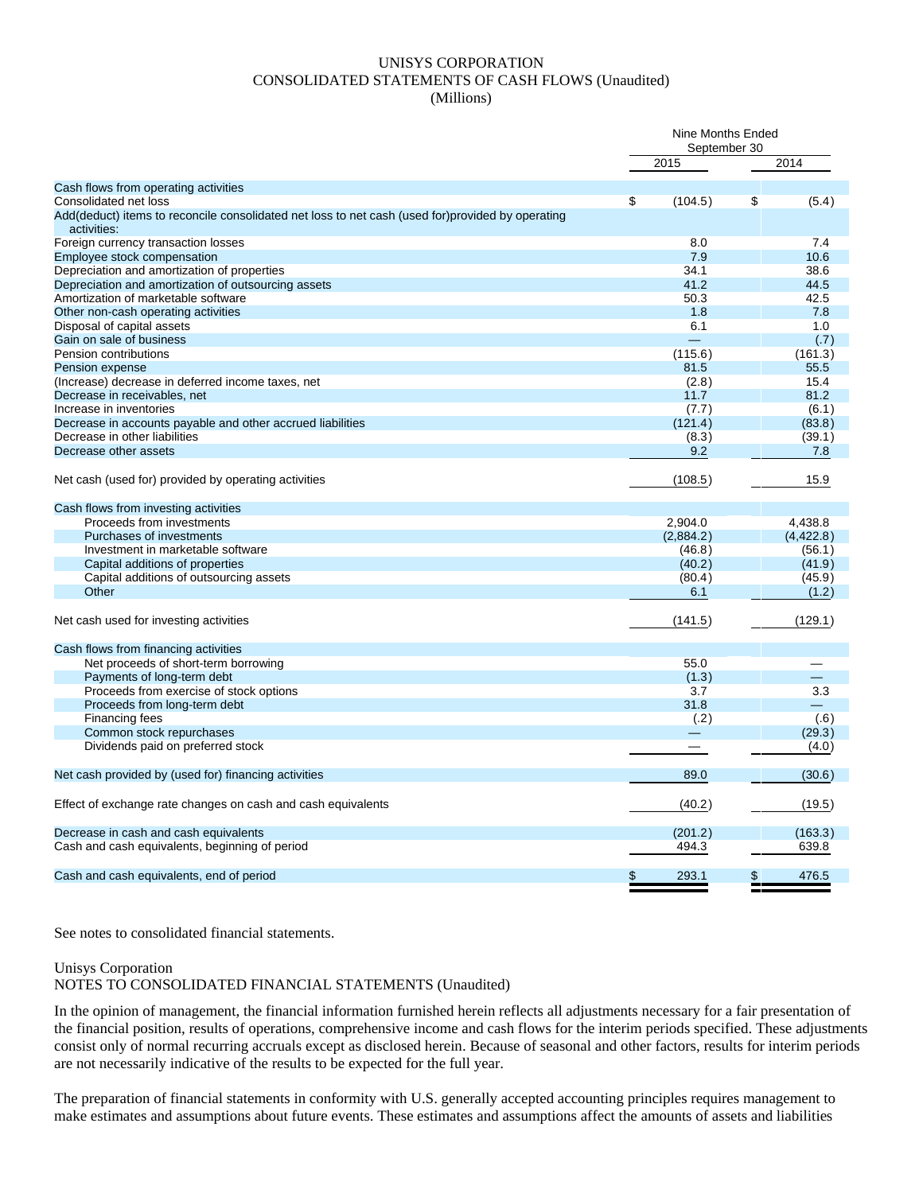# UNISYS CORPORATION
## CONSOLIDATED STATEMENTS OF CASH FLOWS (Unaudited)
### (Millions)

| | Nine Months Ended September 30 | |
|---|---|---|
| | 2015 | 2014 |
| **Cash flows from operating activities** | | |
| Consolidated net loss | $ (104.5) | $ (5.4) |
| Add(deduct) items to reconcile consolidated net loss to net cash (used for)provided by operating activities: | | |
| Foreign currency transaction losses | 8.0 | 7.4 |
| Employee stock compensation | 7.9 | 10.6 |
| Depreciation and amortization of properties | 34.1 | 38.6 |
| Depreciation and amortization of outsourcing assets | 41.2 | 44.5 |
| Amortization of marketable software | 50.3 | 42.5 |
| Other non-cash operating activities | 1.8 | 7.8 |
| Disposal of capital assets | 6.1 | 1.0 |
| Gain on sale of business | — | (.7) |
| Pension contributions | (115.6) | (161.3) |
| Pension expense | 81.5 | 55.5 |
| (Increase) decrease in deferred income taxes, net | (2.8) | 15.4 |
| Decrease in receivables, net | 11.7 | 81.2 |
| Increase in inventories | (7.7) | (6.1) |
| Decrease in accounts payable and other accrued liabilities | (121.4) | (83.8) |
| Decrease in other liabilities | (8.3) | (39.1) |
| Decrease other assets | 9.2 | 7.8 |
| Net cash (used for) provided by operating activities | (108.5) | 15.9 |
| **Cash flows from investing activities** | | |
| Proceeds from investments | 2,904.0 | 4,438.8 |
| Purchases of investments | (2,884.2) | (4,422.8) |
| Investment in marketable software | (46.8) | (56.1) |
| Capital additions of properties | (40.2) | (41.9) |
| Capital additions of outsourcing assets | (80.4) | (45.9) |
| Other | 6.1 | (1.2) |
| Net cash used for investing activities | (141.5) | (129.1) |
| **Cash flows from financing activities** | | |
| Net proceeds of short-term borrowing | 55.0 | — |
| Payments of long-term debt | (1.3) | — |
| Proceeds from exercise of stock options | 3.7 | 3.3 |
| Proceeds from long-term debt | 31.8 | — |
| Financing fees | (.2) | (.6) |
| Common stock repurchases | — | (29.3) |
| Dividends paid on preferred stock | — | (4.0) |
| Net cash provided by (used for) financing activities | 89.0 | (30.6) |
| Effect of exchange rate changes on cash and cash equivalents | (40.2) | (19.5) |
| Decrease in cash and cash equivalents | (201.2) | (163.3) |
| Cash and cash equivalents, beginning of period | 494.3 | 639.8 |
| Cash and cash equivalents, end of period | $ 293.1 | $ 476.5 |

See notes to consolidated financial statements.

Unisys Corporation
NOTES TO CONSOLIDATED FINANCIAL STATEMENTS (Unaudited)

In the opinion of management, the financial information furnished herein reflects all adjustments necessary for a fair presentation of the financial position, results of operations, comprehensive income and cash flows for the interim periods specified. These adjustments consist only of normal recurring accruals except as disclosed herein. Because of seasonal and other factors, results for interim periods are not necessarily indicative of the results to be expected for the full year.

The preparation of financial statements in conformity with U.S. generally accepted accounting principles requires management to make estimates and assumptions about future events. These estimates and assumptions affect the amounts of assets and liabilities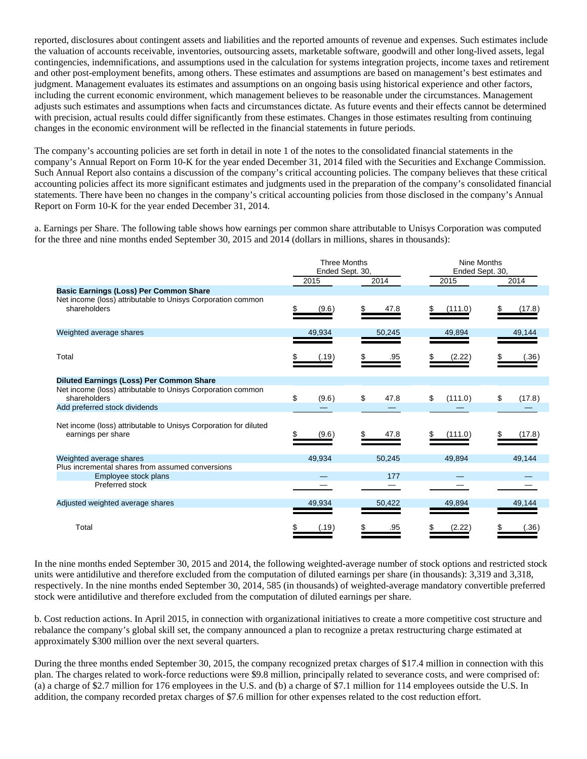reported, disclosures about contingent assets and liabilities and the reported amounts of revenue and expenses. Such estimates include the valuation of accounts receivable, inventories, outsourcing assets, marketable software, goodwill and other long-lived assets, legal contingencies, indemnifications, and assumptions used in the calculation for systems integration projects, income taxes and retirement and other post-employment benefits, among others. These estimates and assumptions are based on management's best estimates and judgment. Management evaluates its estimates and assumptions on an ongoing basis using historical experience and other factors, including the current economic environment, which management believes to be reasonable under the circumstances. Management adjusts such estimates and assumptions when facts and circumstances dictate. As future events and their effects cannot be determined with precision, actual results could differ significantly from these estimates. Changes in those estimates resulting from continuing changes in the economic environment will be reflected in the financial statements in future periods.

The company's accounting policies are set forth in detail in note 1 of the notes to the consolidated financial statements in the company's Annual Report on Form 10-K for the year ended December 31, 2014 filed with the Securities and Exchange Commission. Such Annual Report also contains a discussion of the company's critical accounting policies. The company believes that these critical accounting policies affect its more significant estimates and judgments used in the preparation of the company's consolidated financial statements. There have been no changes in the company's critical accounting policies from those disclosed in the company's Annual Report on Form 10-K for the year ended December 31, 2014.

a. Earnings per Share. The following table shows how earnings per common share attributable to Unisys Corporation was computed for the three and nine months ended September 30, 2015 and 2014 (dollars in millions, shares in thousands):

| | Three Months Ended Sept. 30, | | Nine Months Ended Sept. 30, | |
|---|---|---|---|---|
| | 2015 | 2014 | 2015 | 2014 |
| **Basic Earnings (Loss) Per Common Share** | | | | |
| Net income (loss) attributable to Unisys Corporation common shareholders | $ (9.6) | $ 47.8 | $ (111.0) | $ (17.8) |
| Weighted average shares | 49,934 | 50,245 | 49,894 | 49,144 |
| Total | $ (.19) | $ .95 | $ (2.22) | $ (.36) |
| **Diluted Earnings (Loss) Per Common Share** | | | | |
| Net income (loss) attributable to Unisys Corporation common shareholders | $ (9.6) | $ 47.8 | $ (111.0) | $ (17.8) |
| Add preferred stock dividends | — | — | — | — |
| Net income (loss) attributable to Unisys Corporation for diluted earnings per share | $ (9.6) | $ 47.8 | $ (111.0) | $ (17.8) |
| Weighted average shares | 49,934 | 50,245 | 49,894 | 49,144 |
| Plus incremental shares from assumed conversions | | | | |
| Employee stock plans | — | 177 | — | — |
| Preferred stock | — | — | — | — |
| Adjusted weighted average shares | 49,934 | 50,422 | 49,894 | 49,144 |
| Total | $ (.19) | $ .95 | $ (2.22) | $ (.36) |

In the nine months ended September 30, 2015 and 2014, the following weighted-average number of stock options and restricted stock units were antidilutive and therefore excluded from the computation of diluted earnings per share (in thousands): 3,319 and 3,318, respectively. In the nine months ended September 30, 2014, 585 (in thousands) of weighted-average mandatory convertible preferred stock were antidilutive and therefore excluded from the computation of diluted earnings per share.

b. Cost reduction actions. In April 2015, in connection with organizational initiatives to create a more competitive cost structure and rebalance the company's global skill set, the company announced a plan to recognize a pretax restructuring charge estimated at approximately $300 million over the next several quarters.

During the three months ended September 30, 2015, the company recognized pretax charges of $17.4 million in connection with this plan. The charges related to work-force reductions were $9.8 million, principally related to severance costs, and were comprised of: (a) a charge of $2.7 million for 176 employees in the U.S. and (b) a charge of $7.1 million for 114 employees outside the U.S. In addition, the company recorded pretax charges of $7.6 million for other expenses related to the cost reduction effort.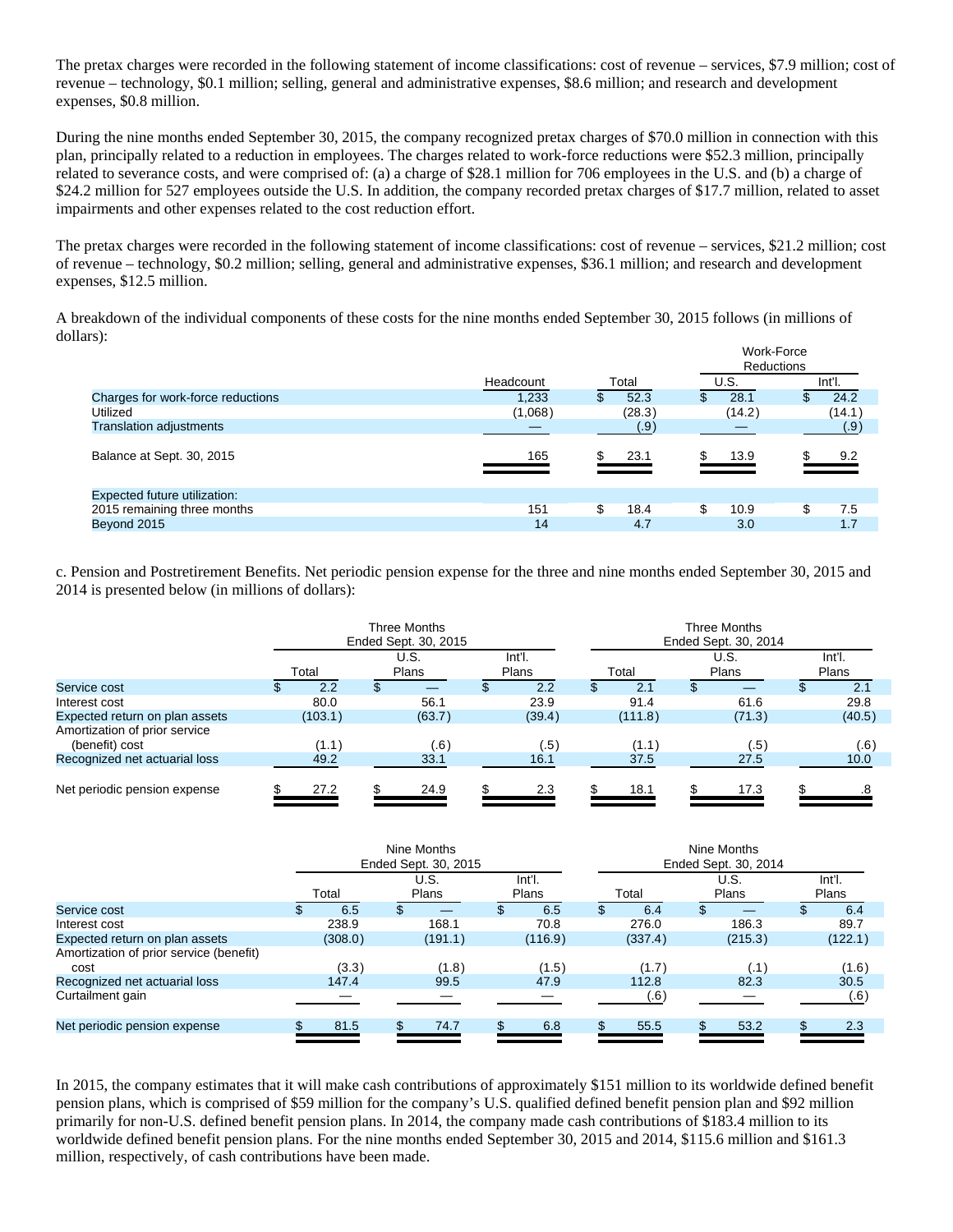The pretax charges were recorded in the following statement of income classifications: cost of revenue – services, $7.9 million; cost of revenue – technology, $0.1 million; selling, general and administrative expenses, $8.6 million; and research and development expenses, $0.8 million.

During the nine months ended September 30, 2015, the company recognized pretax charges of $70.0 million in connection with this plan, principally related to a reduction in employees. The charges related to work-force reductions were $52.3 million, principally related to severance costs, and were comprised of: (a) a charge of $28.1 million for 706 employees in the U.S. and (b) a charge of $24.2 million for 527 employees outside the U.S. In addition, the company recorded pretax charges of $17.7 million, related to asset impairments and other expenses related to the cost reduction effort.

The pretax charges were recorded in the following statement of income classifications: cost of revenue – services, $21.2 million; cost of revenue – technology, $0.2 million; selling, general and administrative expenses, $36.1 million; and research and development expenses, $12.5 million.

A breakdown of the individual components of these costs for the nine months ended September 30, 2015 follows (in millions of dollars):

| | | | Work-Force Reductions | |
|---|---|---|---|---|
| | Headcount | Total | U.S. | Int'l. |
| Charges for work-force reductions | 1,233 | $ 52.3 | $ 28.1 | $ 24.2 |
| Utilized | (1,068) | (28.3) | (14.2) | (14.1) |
| Translation adjustments | — | (.9) | — | (.9) |
| Balance at Sept. 30, 2015 | 165 | $ 23.1 | $ 13.9 | $ 9.2 |
| Expected future utilization: | | | | |
| 2015 remaining three months | 151 | $ 18.4 | $ 10.9 | $ 7.5 |
| Beyond 2015 | 14 | 4.7 | 3.0 | 1.7 |

c. Pension and Postretirement Benefits. Net periodic pension expense for the three and nine months ended September 30, 2015 and 2014 is presented below (in millions of dollars):

| | Three Months Ended Sept. 30, 2015 | | | Three Months Ended Sept. 30, 2014 | | |
|---|---|---|---|---|---|---|
| | Total | U.S. Plans | Int'l. Plans | Total | U.S. Plans | Int'l. Plans |
| Service cost | $ 2.2 | $ — | $ 2.2 | $ 2.1 | $ — | $ 2.1 |
| Interest cost | 80.0 | 56.1 | 23.9 | 91.4 | 61.6 | 29.8 |
| Expected return on plan assets | (103.1) | (63.7) | (39.4) | (111.8) | (71.3) | (40.5) |
| Amortization of prior service (benefit) cost | (1.1) | (.6) | (.5) | (1.1) | (.5) | (.6) |
| Recognized net actuarial loss | 49.2 | 33.1 | 16.1 | 37.5 | 27.5 | 10.0 |
| Net periodic pension expense | $ 27.2 | $ 24.9 | $ 2.3 | $ 18.1 | $ 17.3 | $ .8 |

| | Nine Months Ended Sept. 30, 2015 | | | Nine Months Ended Sept. 30, 2014 | | |
|---|---|---|---|---|---|---|
| | Total | U.S. Plans | Int'l. Plans | Total | U.S. Plans | Int'l. Plans |
| Service cost | $ 6.5 | $ — | $ 6.5 | $ 6.4 | $ — | $ 6.4 |
| Interest cost | 238.9 | 168.1 | 70.8 | 276.0 | 186.3 | 89.7 |
| Expected return on plan assets | (308.0) | (191.1) | (116.9) | (337.4) | (215.3) | (122.1) |
| Amortization of prior service (benefit) cost | (3.3) | (1.8) | (1.5) | (1.7) | (.1) | (1.6) |
| Recognized net actuarial loss | 147.4 | 99.5 | 47.9 | 112.8 | 82.3 | 30.5 |
| Curtailment gain | — | — | — | (.6) | — | (.6) |
| Net periodic pension expense | $ 81.5 | $ 74.7 | $ 6.8 | $ 55.5 | $ 53.2 | $ 2.3 |

In 2015, the company estimates that it will make cash contributions of approximately $151 million to its worldwide defined benefit pension plans, which is comprised of $59 million for the company's U.S. qualified defined benefit pension plan and $92 million primarily for non-U.S. defined benefit pension plans. In 2014, the company made cash contributions of $183.4 million to its worldwide defined benefit pension plans. For the nine months ended September 30, 2015 and 2014, $115.6 million and $161.3 million, respectively, of cash contributions have been made.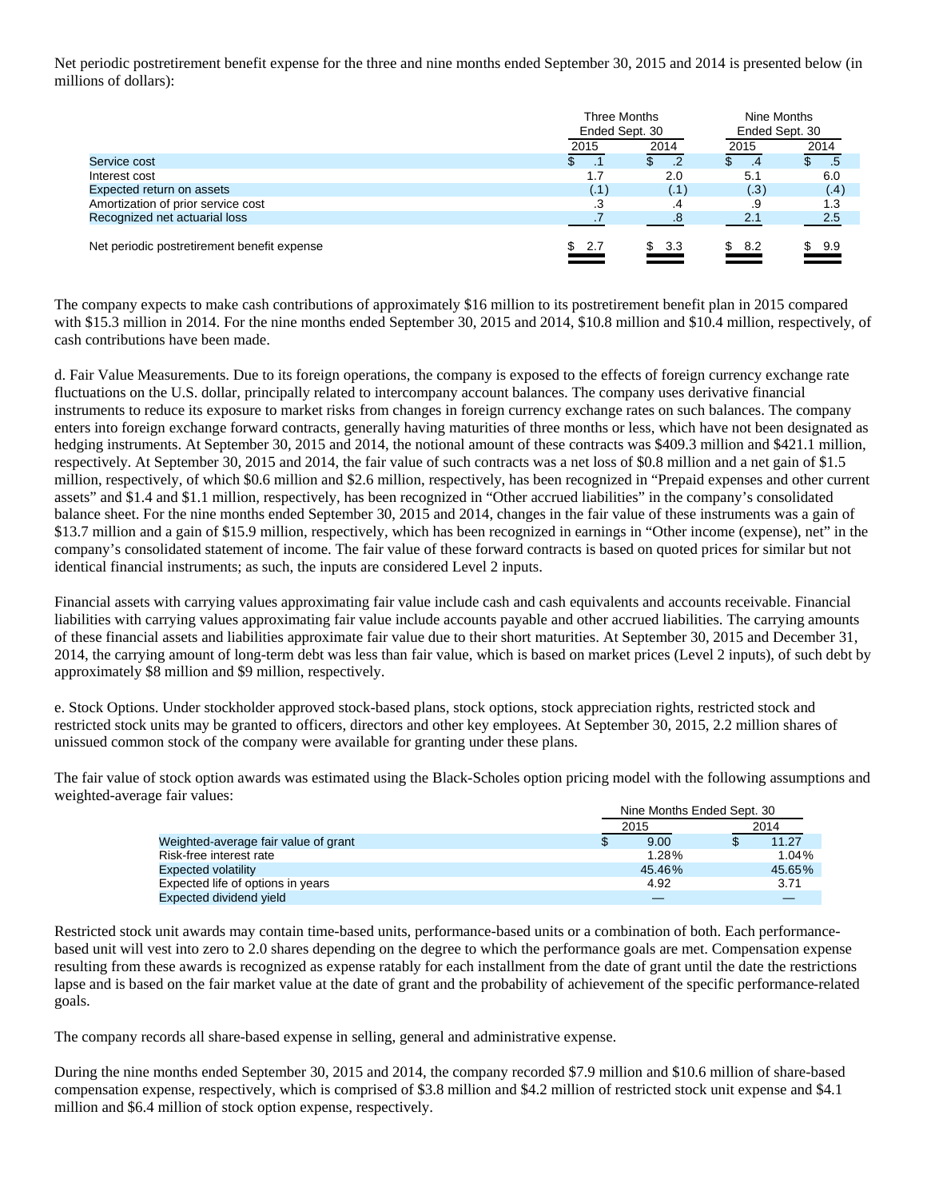Net periodic postretirement benefit expense for the three and nine months ended September 30, 2015 and 2014 is presented below (in millions of dollars):

| | Three Months Ended Sept. 30 | | Nine Months Ended Sept. 30 | |
|---|---|---|---|---|
| | 2015 | 2014 | 2015 | 2014 |
| Service cost | $ .1 | $ .2 | $ .4 | $ .5 |
| Interest cost | 1.7 | 2.0 | 5.1 | 6.0 |
| Expected return on assets | (.1) | (.1) | (.3) | (.4) |
| Amortization of prior service cost | .3 | .4 | .9 | 1.3 |
| Recognized net actuarial loss | .7 | .8 | 2.1 | 2.5 |
| Net periodic postretirement benefit expense | $ 2.7 | $ 3.3 | $ 8.2 | $ 9.9 |

The company expects to make cash contributions of approximately $16 million to its postretirement benefit plan in 2015 compared with $15.3 million in 2014. For the nine months ended September 30, 2015 and 2014, $10.8 million and $10.4 million, respectively, of cash contributions have been made.

d. Fair Value Measurements. Due to its foreign operations, the company is exposed to the effects of foreign currency exchange rate fluctuations on the U.S. dollar, principally related to intercompany account balances. The company uses derivative financial instruments to reduce its exposure to market risks from changes in foreign currency exchange rates on such balances. The company enters into foreign exchange forward contracts, generally having maturities of three months or less, which have not been designated as hedging instruments. At September 30, 2015 and 2014, the notional amount of these contracts was $409.3 million and $421.1 million, respectively. At September 30, 2015 and 2014, the fair value of such contracts was a net loss of $0.8 million and a net gain of $1.5 million, respectively, of which $0.6 million and $2.6 million, respectively, has been recognized in "Prepaid expenses and other current assets" and $1.4 and $1.1 million, respectively, has been recognized in "Other accrued liabilities" in the company's consolidated balance sheet. For the nine months ended September 30, 2015 and 2014, changes in the fair value of these instruments was a gain of $13.7 million and a gain of $15.9 million, respectively, which has been recognized in earnings in "Other income (expense), net" in the company's consolidated statement of income. The fair value of these forward contracts is based on quoted prices for similar but not identical financial instruments; as such, the inputs are considered Level 2 inputs.

Financial assets with carrying values approximating fair value include cash and cash equivalents and accounts receivable. Financial liabilities with carrying values approximating fair value include accounts payable and other accrued liabilities. The carrying amounts of these financial assets and liabilities approximate fair value due to their short maturities. At September 30, 2015 and December 31, 2014, the carrying amount of long-term debt was less than fair value, which is based on market prices (Level 2 inputs), of such debt by approximately $8 million and $9 million, respectively.

e. Stock Options. Under stockholder approved stock-based plans, stock options, stock appreciation rights, restricted stock and restricted stock units may be granted to officers, directors and other key employees. At September 30, 2015, 2.2 million shares of unissued common stock of the company were available for granting under these plans.

The fair value of stock option awards was estimated using the Black-Scholes option pricing model with the following assumptions and weighted-average fair values:

| | Nine Months Ended Sept. 30 | |
|---|---|---|
| | 2015 | 2014 |
| Weighted-average fair value of grant | $ 9.00 | $ 11.27 |
| Risk-free interest rate | 1.28% | 1.04% |
| Expected volatility | 45.46% | 45.65% |
| Expected life of options in years | 4.92 | 3.71 |
| Expected dividend yield | — | — |

Restricted stock unit awards may contain time-based units, performance-based units or a combination of both. Each performance-based unit will vest into zero to 2.0 shares depending on the degree to which the performance goals are met. Compensation expense resulting from these awards is recognized as expense ratably for each installment from the date of grant until the date the restrictions lapse and is based on the fair market value at the date of grant and the probability of achievement of the specific performance-related goals.

The company records all share-based expense in selling, general and administrative expense.

During the nine months ended September 30, 2015 and 2014, the company recorded $7.9 million and $10.6 million of share-based compensation expense, respectively, which is comprised of $3.8 million and $4.2 million of restricted stock unit expense and $4.1 million and $6.4 million of stock option expense, respectively.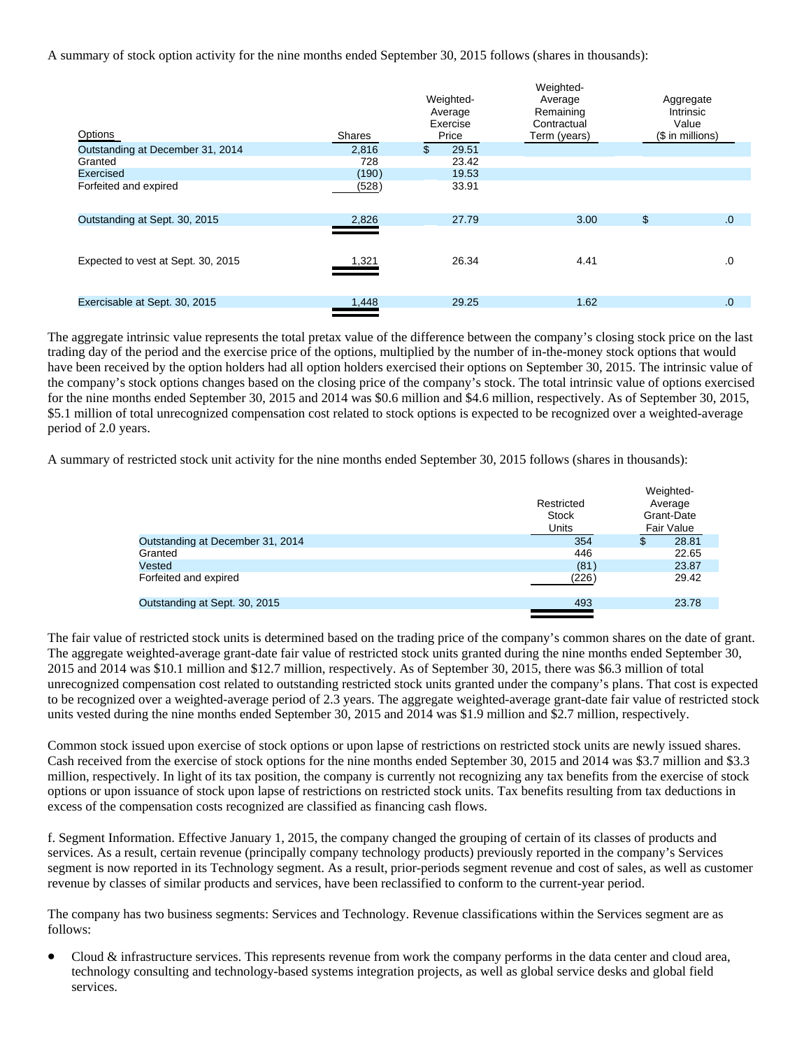A summary of stock option activity for the nine months ended September 30, 2015 follows (shares in thousands):

| Options | Shares | Weighted-Average Exercise Price | Weighted-Average Remaining Contractual Term (years) | Aggregate Intrinsic Value ($ in millions) |
|---|---|---|---|---|
| Outstanding at December 31, 2014 | 2,816 | $ 29.51 | | |
| Granted | 728 | 23.42 | | |
| Exercised | (190) | 19.53 | | |
| Forfeited and expired | (528) | 33.91 | | |
| Outstanding at Sept. 30, 2015 | 2,826 | 27.79 | 3.00 | $ .0 |
| Expected to vest at Sept. 30, 2015 | 1,321 | 26.34 | 4.41 | .0 |
| Exercisable at Sept. 30, 2015 | 1,448 | 29.25 | 1.62 | .0 |

The aggregate intrinsic value represents the total pretax value of the difference between the company's closing stock price on the last trading day of the period and the exercise price of the options, multiplied by the number of in-the-money stock options that would have been received by the option holders had all option holders exercised their options on September 30, 2015. The intrinsic value of the company's stock options changes based on the closing price of the company's stock. The total intrinsic value of options exercised for the nine months ended September 30, 2015 and 2014 was $0.6 million and $4.6 million, respectively. As of September 30, 2015, $5.1 million of total unrecognized compensation cost related to stock options is expected to be recognized over a weighted-average period of 2.0 years.

A summary of restricted stock unit activity for the nine months ended September 30, 2015 follows (shares in thousands):

| | Restricted Stock Units | Weighted-Average Grant-Date Fair Value |
|---|---|---|
| Outstanding at December 31, 2014 | 354 | $ 28.81 |
| Granted | 446 | 22.65 |
| Vested | (81) | 23.87 |
| Forfeited and expired | (226) | 29.42 |
| Outstanding at Sept. 30, 2015 | 493 | 23.78 |

The fair value of restricted stock units is determined based on the trading price of the company's common shares on the date of grant. The aggregate weighted-average grant-date fair value of restricted stock units granted during the nine months ended September 30, 2015 and 2014 was $10.1 million and $12.7 million, respectively. As of September 30, 2015, there was $6.3 million of total unrecognized compensation cost related to outstanding restricted stock units granted under the company's plans. That cost is expected to be recognized over a weighted-average period of 2.3 years. The aggregate weighted-average grant-date fair value of restricted stock units vested during the nine months ended September 30, 2015 and 2014 was $1.9 million and $2.7 million, respectively.

Common stock issued upon exercise of stock options or upon lapse of restrictions on restricted stock units are newly issued shares. Cash received from the exercise of stock options for the nine months ended September 30, 2015 and 2014 was $3.7 million and $3.3 million, respectively. In light of its tax position, the company is currently not recognizing any tax benefits from the exercise of stock options or upon issuance of stock upon lapse of restrictions on restricted stock units. Tax benefits resulting from tax deductions in excess of the compensation costs recognized are classified as financing cash flows.

f. Segment Information. Effective January 1, 2015, the company changed the grouping of certain of its classes of products and services. As a result, certain revenue (principally company technology products) previously reported in the company's Services segment is now reported in its Technology segment. As a result, prior-periods segment revenue and cost of sales, as well as customer revenue by classes of similar products and services, have been reclassified to conform to the current-year period.

The company has two business segments: Services and Technology. Revenue classifications within the Services segment are as follows:

- Cloud & infrastructure services. This represents revenue from work the company performs in the data center and cloud area, technology consulting and technology-based systems integration projects, as well as global service desks and global field services.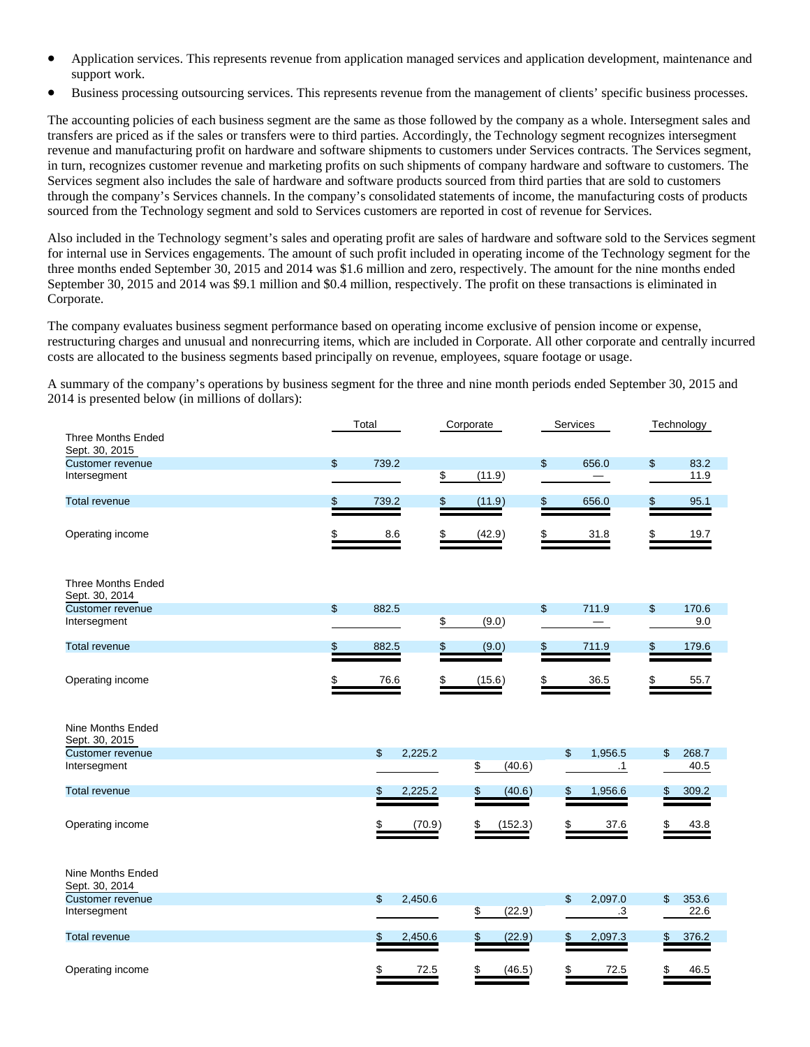- Application services. This represents revenue from application managed services and application development, maintenance and support work.
- Business processing outsourcing services. This represents revenue from the management of clients' specific business processes.

The accounting policies of each business segment are the same as those followed by the company as a whole. Intersegment sales and transfers are priced as if the sales or transfers were to third parties. Accordingly, the Technology segment recognizes intersegment revenue and manufacturing profit on hardware and software shipments to customers under Services contracts. The Services segment, in turn, recognizes customer revenue and marketing profits on such shipments of company hardware and software to customers. The Services segment also includes the sale of hardware and software products sourced from third parties that are sold to customers through the company's Services channels. In the company's consolidated statements of income, the manufacturing costs of products sourced from the Technology segment and sold to Services customers are reported in cost of revenue for Services.

Also included in the Technology segment's sales and operating profit are sales of hardware and software sold to the Services segment for internal use in Services engagements. The amount of such profit included in operating income of the Technology segment for the three months ended September 30, 2015 and 2014 was $1.6 million and zero, respectively. The amount for the nine months ended September 30, 2015 and 2014 was $9.1 million and $0.4 million, respectively. The profit on these transactions is eliminated in Corporate.

The company evaluates business segment performance based on operating income exclusive of pension income or expense, restructuring charges and unusual and nonrecurring items, which are included in Corporate. All other corporate and centrally incurred costs are allocated to the business segments based principally on revenue, employees, square footage or usage.

A summary of the company's operations by business segment for the three and nine month periods ended September 30, 2015 and 2014 is presented below (in millions of dollars):

| | Total | Corporate | Services | Technology |
|---|---|---|---|---|
| **Three Months Ended Sept. 30, 2015** | | | | |
| Customer revenue | $ 739.2 | | $ 656.0 | $ 83.2 |
| Intersegment | | $ (11.9) | — | 11.9 |
| Total revenue | $ 739.2 | $ (11.9) | $ 656.0 | $ 95.1 |
| Operating income | $ 8.6 | $ (42.9) | $ 31.8 | $ 19.7 |
| **Three Months Ended Sept. 30, 2014** | | | | |
| Customer revenue | $ 882.5 | | $ 711.9 | $ 170.6 |
| Intersegment | | $ (9.0) | — | 9.0 |
| Total revenue | $ 882.5 | $ (9.0) | $ 711.9 | $ 179.6 |
| Operating income | $ 76.6 | $ (15.6) | $ 36.5 | $ 55.7 |
| **Nine Months Ended Sept. 30, 2015** | | | | |
| Customer revenue | $ 2,225.2 | | $ 1,956.5 | $ 268.7 |
| Intersegment | | $ (40.6) | .1 | 40.5 |
| Total revenue | $ 2,225.2 | $ (40.6) | $ 1,956.6 | $ 309.2 |
| Operating income | $ (70.9) | $ (152.3) | $ 37.6 | $ 43.8 |
| **Nine Months Ended Sept. 30, 2014** | | | | |
| Customer revenue | $ 2,450.6 | | $ 2,097.0 | $ 353.6 |
| Intersegment | | $ (22.9) | .3 | 22.6 |
| Total revenue | $ 2,450.6 | $ (22.9) | $ 2,097.3 | $ 376.2 |
| Operating income | $ 72.5 | $ (46.5) | $ 72.5 | $ 46.5 |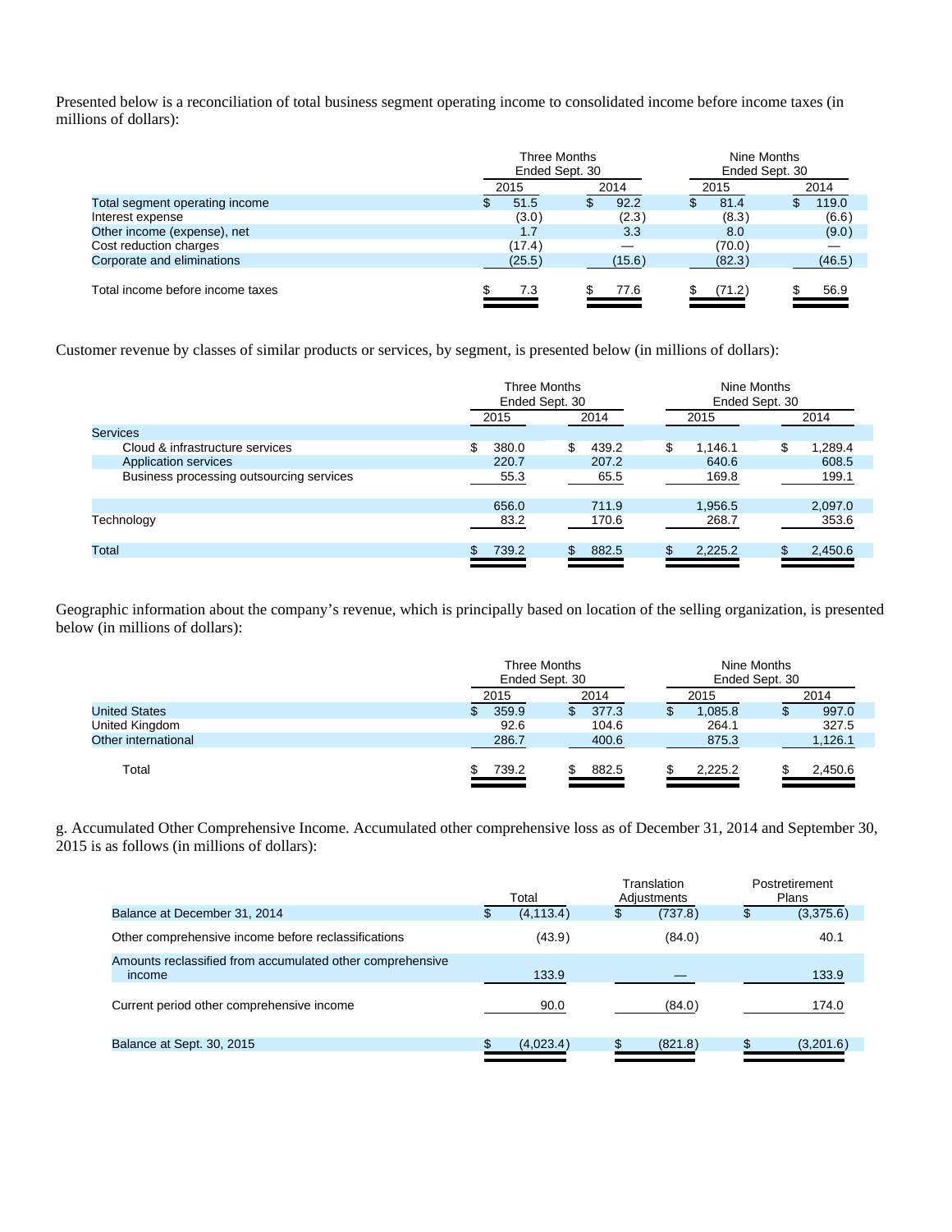Presented below is a reconciliation of total business segment operating income to consolidated income before income taxes (in millions of dollars):

| | Three Months Ended Sept. 30 | | Nine Months Ended Sept. 30 | |
|---|---|---|---|---|
| | 2015 | 2014 | 2015 | 2014 |
| Total segment operating income | $ 51.5 | $ 92.2 | $ 81.4 | $ 119.0 |
| Interest expense | (3.0) | (2.3) | (8.3) | (6.6) |
| Other income (expense), net | 1.7 | 3.3 | 8.0 | (9.0) |
| Cost reduction charges | (17.4) | — | (70.0) | — |
| Corporate and eliminations | (25.5) | (15.6) | (82.3) | (46.5) |
| Total income before income taxes | $ 7.3 | $ 77.6 | $ (71.2) | $ 56.9 |

Customer revenue by classes of similar products or services, by segment, is presented below (in millions of dollars):

| | Three Months Ended Sept. 30 | | Nine Months Ended Sept. 30 | |
|---|---|---|---|---|
| | 2015 | 2014 | 2015 | 2014 |
| Services | | | | |
| Cloud & infrastructure services | $ 380.0 | $ 439.2 | $ 1,146.1 | $ 1,289.4 |
| Application services | 220.7 | 207.2 | 640.6 | 608.5 |
| Business processing outsourcing services | 55.3 | 65.5 | 169.8 | 199.1 |
| | 656.0 | 711.9 | 1,956.5 | 2,097.0 |
| Technology | 83.2 | 170.6 | 268.7 | 353.6 |
| Total | $ 739.2 | $ 882.5 | $ 2,225.2 | $ 2,450.6 |

Geographic information about the company's revenue, which is principally based on location of the selling organization, is presented below (in millions of dollars):

| | Three Months Ended Sept. 30 | | Nine Months Ended Sept. 30 | |
|---|---|---|---|---|
| | 2015 | 2014 | 2015 | 2014 |
| United States | $ 359.9 | $ 377.3 | $ 1,085.8 | $ 997.0 |
| United Kingdom | 92.6 | 104.6 | 264.1 | 327.5 |
| Other international | 286.7 | 400.6 | 875.3 | 1,126.1 |
| Total | $ 739.2 | $ 882.5 | $ 2,225.2 | $ 2,450.6 |

g. Accumulated Other Comprehensive Income. Accumulated other comprehensive loss as of December 31, 2014 and September 30, 2015 is as follows (in millions of dollars):

| | Total | Translation Adjustments | Postretirement Plans |
|---|---|---|---|
| Balance at December 31, 2014 | $ (4,113.4) | $ (737.8) | $ (3,375.6) |
| Other comprehensive income before reclassifications | (43.9) | (84.0) | 40.1 |
| Amounts reclassified from accumulated other comprehensive income | 133.9 | — | 133.9 |
| Current period other comprehensive income | 90.0 | (84.0) | 174.0 |
| Balance at Sept. 30, 2015 | $ (4,023.4) | $ (821.8) | $ (3,201.6) |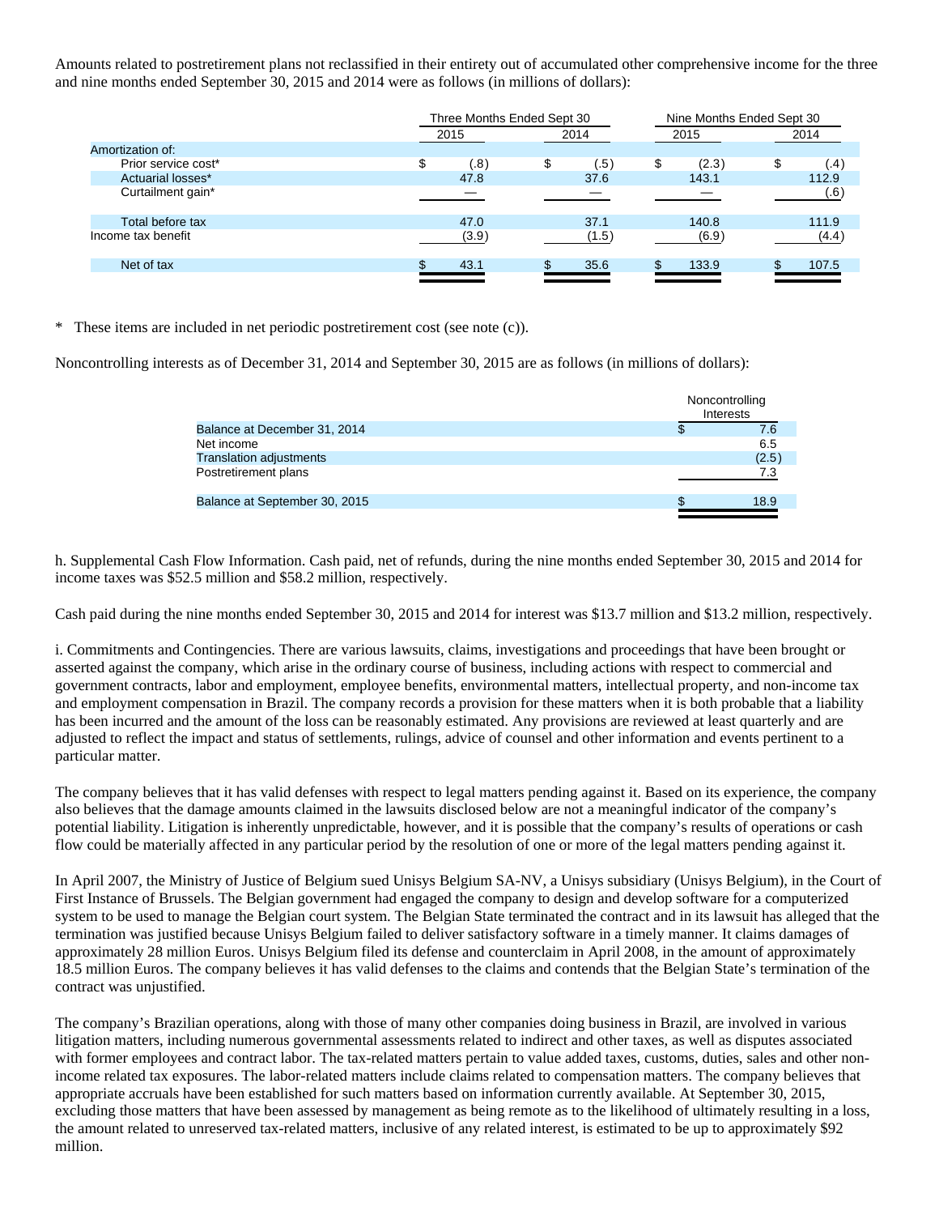Amounts related to postretirement plans not reclassified in their entirety out of accumulated other comprehensive income for the three and nine months ended September 30, 2015 and 2014 were as follows (in millions of dollars):

| | Three Months Ended Sept 30 | | Nine Months Ended Sept 30 | |
|---|---|---|---|---|
| | 2015 | 2014 | 2015 | 2014 |
| Amortization of: | | | | |
| Prior service cost* | $ (.8) | $ (.5) | $ (2.3) | $ (.4) |
| Actuarial losses* | 47.8 | 37.6 | 143.1 | 112.9 |
| Curtailment gain* | — | — | — | (.6) |
| Total before tax | 47.0 | 37.1 | 140.8 | 111.9 |
| Income tax benefit | (3.9) | (1.5) | (6.9) | (4.4) |
| Net of tax | $ 43.1 | $ 35.6 | $ 133.9 | $ 107.5 |

\* These items are included in net periodic postretirement cost (see note (c)).

Noncontrolling interests as of December 31, 2014 and September 30, 2015 are as follows (in millions of dollars):

| | Noncontrolling Interests |
|---|---|
| Balance at December 31, 2014 | $ 7.6 |
| Net income | 6.5 |
| Translation adjustments | (2.5) |
| Postretirement plans | 7.3 |
| Balance at September 30, 2015 | $ 18.9 |

h. Supplemental Cash Flow Information. Cash paid, net of refunds, during the nine months ended September 30, 2015 and 2014 for income taxes was $52.5 million and $58.2 million, respectively.

Cash paid during the nine months ended September 30, 2015 and 2014 for interest was $13.7 million and $13.2 million, respectively.

i. Commitments and Contingencies. There are various lawsuits, claims, investigations and proceedings that have been brought or asserted against the company, which arise in the ordinary course of business, including actions with respect to commercial and government contracts, labor and employment, employee benefits, environmental matters, intellectual property, and non-income tax and employment compensation in Brazil. The company records a provision for these matters when it is both probable that a liability has been incurred and the amount of the loss can be reasonably estimated. Any provisions are reviewed at least quarterly and are adjusted to reflect the impact and status of settlements, rulings, advice of counsel and other information and events pertinent to a particular matter.

The company believes that it has valid defenses with respect to legal matters pending against it. Based on its experience, the company also believes that the damage amounts claimed in the lawsuits disclosed below are not a meaningful indicator of the company's potential liability. Litigation is inherently unpredictable, however, and it is possible that the company's results of operations or cash flow could be materially affected in any particular period by the resolution of one or more of the legal matters pending against it.

In April 2007, the Ministry of Justice of Belgium sued Unisys Belgium SA-NV, a Unisys subsidiary (Unisys Belgium), in the Court of First Instance of Brussels. The Belgian government had engaged the company to design and develop software for a computerized system to be used to manage the Belgian court system. The Belgian State terminated the contract and in its lawsuit has alleged that the termination was justified because Unisys Belgium failed to deliver satisfactory software in a timely manner. It claims damages of approximately 28 million Euros. Unisys Belgium filed its defense and counterclaim in April 2008, in the amount of approximately 18.5 million Euros. The company believes it has valid defenses to the claims and contends that the Belgian State's termination of the contract was unjustified.

The company's Brazilian operations, along with those of many other companies doing business in Brazil, are involved in various litigation matters, including numerous governmental assessments related to indirect and other taxes, as well as disputes associated with former employees and contract labor. The tax-related matters pertain to value added taxes, customs, duties, sales and other non-income related tax exposures. The labor-related matters include claims related to compensation matters. The company believes that appropriate accruals have been established for such matters based on information currently available. At September 30, 2015, excluding those matters that have been assessed by management as being remote as to the likelihood of ultimately resulting in a loss, the amount related to unreserved tax-related matters, inclusive of any related interest, is estimated to be up to approximately $92 million.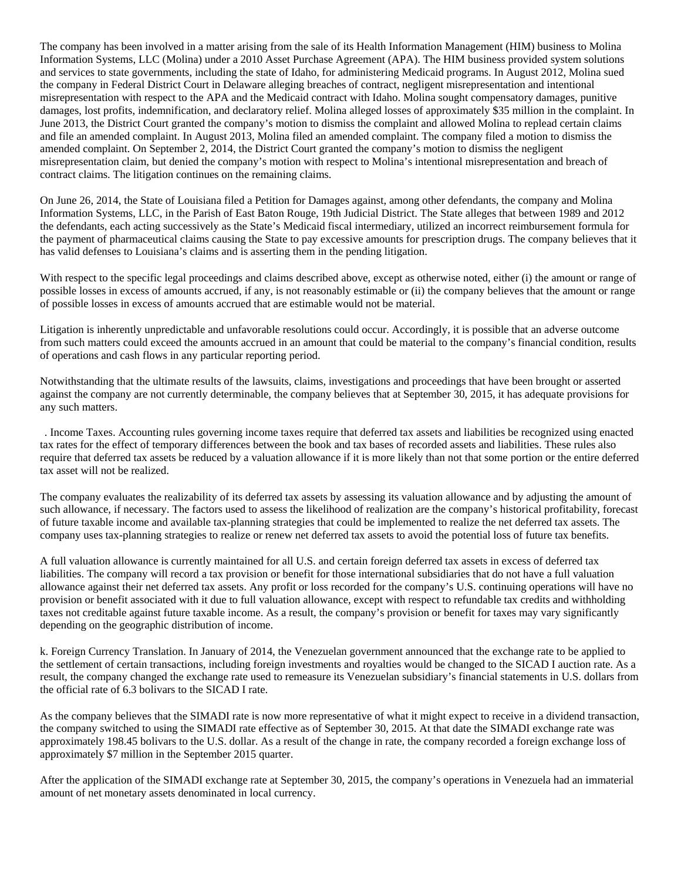The company has been involved in a matter arising from the sale of its Health Information Management (HIM) business to Molina Information Systems, LLC (Molina) under a 2010 Asset Purchase Agreement (APA). The HIM business provided system solutions and services to state governments, including the state of Idaho, for administering Medicaid programs. In August 2012, Molina sued the company in Federal District Court in Delaware alleging breaches of contract, negligent misrepresentation and intentional misrepresentation with respect to the APA and the Medicaid contract with Idaho. Molina sought compensatory damages, punitive damages, lost profits, indemnification, and declaratory relief. Molina alleged losses of approximately $35 million in the complaint. In June 2013, the District Court granted the company's motion to dismiss the complaint and allowed Molina to replead certain claims and file an amended complaint. In August 2013, Molina filed an amended complaint. The company filed a motion to dismiss the amended complaint. On September 2, 2014, the District Court granted the company's motion to dismiss the negligent misrepresentation claim, but denied the company's motion with respect to Molina's intentional misrepresentation and breach of contract claims. The litigation continues on the remaining claims.

On June 26, 2014, the State of Louisiana filed a Petition for Damages against, among other defendants, the company and Molina Information Systems, LLC, in the Parish of East Baton Rouge, 19th Judicial District. The State alleges that between 1989 and 2012 the defendants, each acting successively as the State's Medicaid fiscal intermediary, utilized an incorrect reimbursement formula for the payment of pharmaceutical claims causing the State to pay excessive amounts for prescription drugs. The company believes that it has valid defenses to Louisiana's claims and is asserting them in the pending litigation.

With respect to the specific legal proceedings and claims described above, except as otherwise noted, either (i) the amount or range of possible losses in excess of amounts accrued, if any, is not reasonably estimable or (ii) the company believes that the amount or range of possible losses in excess of amounts accrued that are estimable would not be material.

Litigation is inherently unpredictable and unfavorable resolutions could occur. Accordingly, it is possible that an adverse outcome from such matters could exceed the amounts accrued in an amount that could be material to the company's financial condition, results of operations and cash flows in any particular reporting period.

Notwithstanding that the ultimate results of the lawsuits, claims, investigations and proceedings that have been brought or asserted against the company are not currently determinable, the company believes that at September 30, 2015, it has adequate provisions for any such matters.

. Income Taxes. Accounting rules governing income taxes require that deferred tax assets and liabilities be recognized using enacted tax rates for the effect of temporary differences between the book and tax bases of recorded assets and liabilities. These rules also require that deferred tax assets be reduced by a valuation allowance if it is more likely than not that some portion or the entire deferred tax asset will not be realized.

The company evaluates the realizability of its deferred tax assets by assessing its valuation allowance and by adjusting the amount of such allowance, if necessary. The factors used to assess the likelihood of realization are the company's historical profitability, forecast of future taxable income and available tax-planning strategies that could be implemented to realize the net deferred tax assets. The company uses tax-planning strategies to realize or renew net deferred tax assets to avoid the potential loss of future tax benefits.

A full valuation allowance is currently maintained for all U.S. and certain foreign deferred tax assets in excess of deferred tax liabilities. The company will record a tax provision or benefit for those international subsidiaries that do not have a full valuation allowance against their net deferred tax assets. Any profit or loss recorded for the company's U.S. continuing operations will have no provision or benefit associated with it due to full valuation allowance, except with respect to refundable tax credits and withholding taxes not creditable against future taxable income. As a result, the company's provision or benefit for taxes may vary significantly depending on the geographic distribution of income.

k. Foreign Currency Translation. In January of 2014, the Venezuelan government announced that the exchange rate to be applied to the settlement of certain transactions, including foreign investments and royalties would be changed to the SICAD I auction rate. As a result, the company changed the exchange rate used to remeasure its Venezuelan subsidiary's financial statements in U.S. dollars from the official rate of 6.3 bolivars to the SICAD I rate.

As the company believes that the SIMADI rate is now more representative of what it might expect to receive in a dividend transaction, the company switched to using the SIMADI rate effective as of September 30, 2015. At that date the SIMADI exchange rate was approximately 198.45 bolivars to the U.S. dollar. As a result of the change in rate, the company recorded a foreign exchange loss of approximately $7 million in the September 2015 quarter.

After the application of the SIMADI exchange rate at September 30, 2015, the company's operations in Venezuela had an immaterial amount of net monetary assets denominated in local currency.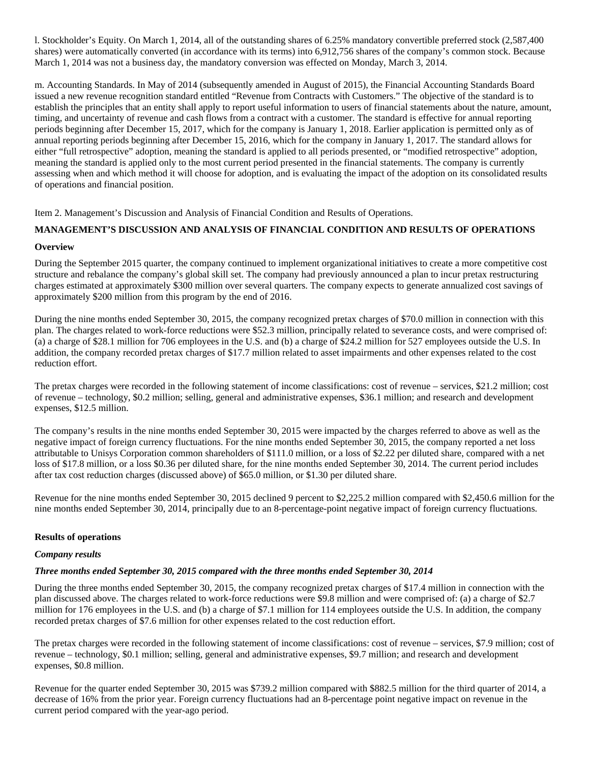l. Stockholder's Equity. On March 1, 2014, all of the outstanding shares of 6.25% mandatory convertible preferred stock (2,587,400 shares) were automatically converted (in accordance with its terms) into 6,912,756 shares of the company's common stock. Because March 1, 2014 was not a business day, the mandatory conversion was effected on Monday, March 3, 2014.

m. Accounting Standards. In May of 2014 (subsequently amended in August of 2015), the Financial Accounting Standards Board issued a new revenue recognition standard entitled "Revenue from Contracts with Customers." The objective of the standard is to establish the principles that an entity shall apply to report useful information to users of financial statements about the nature, amount, timing, and uncertainty of revenue and cash flows from a contract with a customer. The standard is effective for annual reporting periods beginning after December 15, 2017, which for the company is January 1, 2018. Earlier application is permitted only as of annual reporting periods beginning after December 15, 2016, which for the company in January 1, 2017. The standard allows for either "full retrospective" adoption, meaning the standard is applied to all periods presented, or "modified retrospective" adoption, meaning the standard is applied only to the most current period presented in the financial statements. The company is currently assessing when and which method it will choose for adoption, and is evaluating the impact of the adoption on its consolidated results of operations and financial position.

Item 2. Management's Discussion and Analysis of Financial Condition and Results of Operations.

## MANAGEMENT'S DISCUSSION AND ANALYSIS OF FINANCIAL CONDITION AND RESULTS OF OPERATIONS

### Overview

During the September 2015 quarter, the company continued to implement organizational initiatives to create a more competitive cost structure and rebalance the company's global skill set. The company had previously announced a plan to incur pretax restructuring charges estimated at approximately $300 million over several quarters. The company expects to generate annualized cost savings of approximately $200 million from this program by the end of 2016.

During the nine months ended September 30, 2015, the company recognized pretax charges of $70.0 million in connection with this plan. The charges related to work-force reductions were $52.3 million, principally related to severance costs, and were comprised of: (a) a charge of $28.1 million for 706 employees in the U.S. and (b) a charge of $24.2 million for 527 employees outside the U.S. In addition, the company recorded pretax charges of $17.7 million related to asset impairments and other expenses related to the cost reduction effort.

The pretax charges were recorded in the following statement of income classifications: cost of revenue – services, $21.2 million; cost of revenue – technology, $0.2 million; selling, general and administrative expenses, $36.1 million; and research and development expenses, $12.5 million.

The company's results in the nine months ended September 30, 2015 were impacted by the charges referred to above as well as the negative impact of foreign currency fluctuations. For the nine months ended September 30, 2015, the company reported a net loss attributable to Unisys Corporation common shareholders of $111.0 million, or a loss of $2.22 per diluted share, compared with a net loss of $17.8 million, or a loss $0.36 per diluted share, for the nine months ended September 30, 2014. The current period includes after tax cost reduction charges (discussed above) of $65.0 million, or $1.30 per diluted share.

Revenue for the nine months ended September 30, 2015 declined 9 percent to $2,225.2 million compared with $2,450.6 million for the nine months ended September 30, 2014, principally due to an 8-percentage-point negative impact of foreign currency fluctuations.

### Results of operations

#### *Company results*

#### *Three months ended September 30, 2015 compared with the three months ended September 30, 2014*

During the three months ended September 30, 2015, the company recognized pretax charges of $17.4 million in connection with the plan discussed above. The charges related to work-force reductions were $9.8 million and were comprised of: (a) a charge of $2.7 million for 176 employees in the U.S. and (b) a charge of $7.1 million for 114 employees outside the U.S. In addition, the company recorded pretax charges of $7.6 million for other expenses related to the cost reduction effort.

The pretax charges were recorded in the following statement of income classifications: cost of revenue – services, $7.9 million; cost of revenue – technology, $0.1 million; selling, general and administrative expenses, $9.7 million; and research and development expenses, $0.8 million.

Revenue for the quarter ended September 30, 2015 was $739.2 million compared with $882.5 million for the third quarter of 2014, a decrease of 16% from the prior year. Foreign currency fluctuations had an 8-percentage point negative impact on revenue in the current period compared with the year-ago period.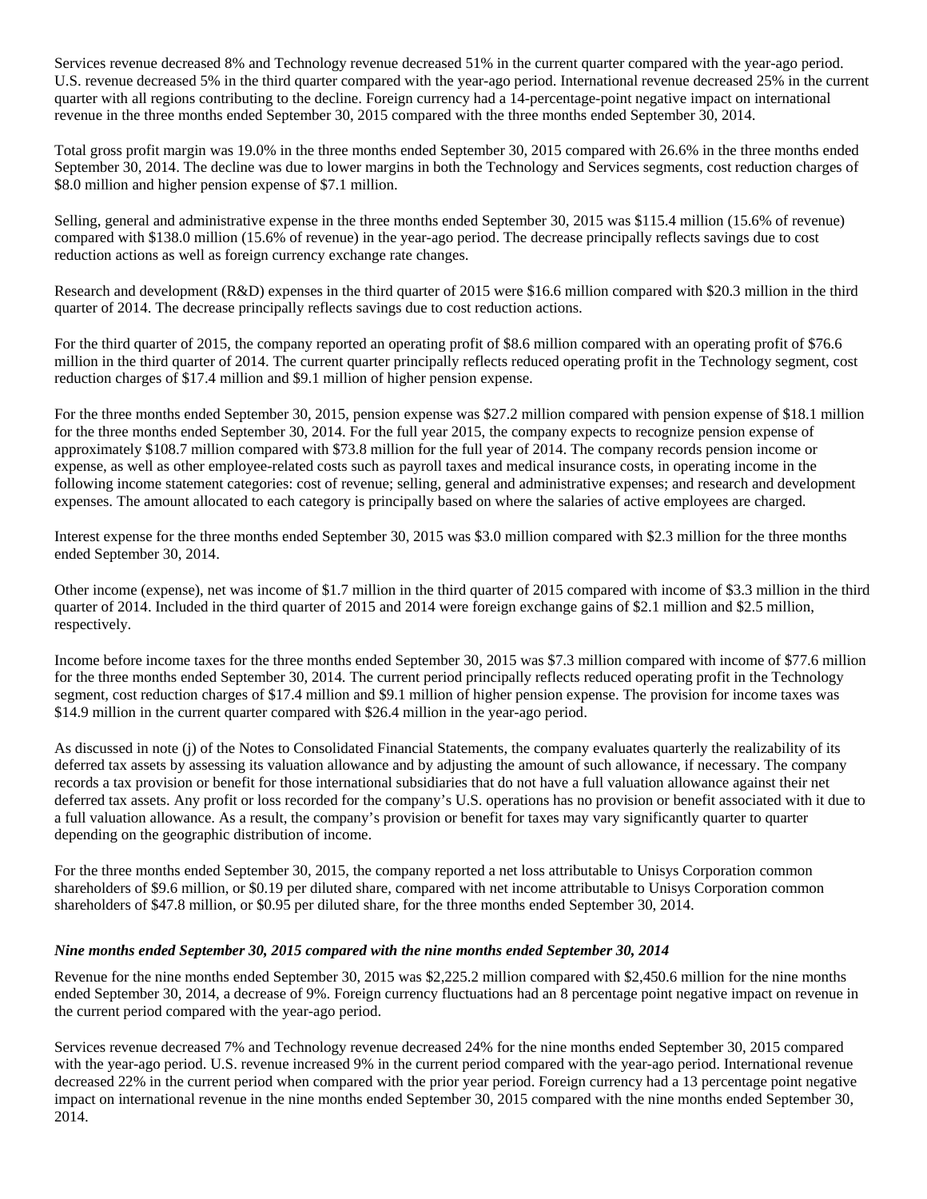Services revenue decreased 8% and Technology revenue decreased 51% in the current quarter compared with the year-ago period. U.S. revenue decreased 5% in the third quarter compared with the year-ago period. International revenue decreased 25% in the current quarter with all regions contributing to the decline. Foreign currency had a 14-percentage-point negative impact on international revenue in the three months ended September 30, 2015 compared with the three months ended September 30, 2014.

Total gross profit margin was 19.0% in the three months ended September 30, 2015 compared with 26.6% in the three months ended September 30, 2014. The decline was due to lower margins in both the Technology and Services segments, cost reduction charges of $8.0 million and higher pension expense of $7.1 million.

Selling, general and administrative expense in the three months ended September 30, 2015 was $115.4 million (15.6% of revenue) compared with $138.0 million (15.6% of revenue) in the year-ago period. The decrease principally reflects savings due to cost reduction actions as well as foreign currency exchange rate changes.

Research and development (R&D) expenses in the third quarter of 2015 were $16.6 million compared with $20.3 million in the third quarter of 2014. The decrease principally reflects savings due to cost reduction actions.

For the third quarter of 2015, the company reported an operating profit of $8.6 million compared with an operating profit of $76.6 million in the third quarter of 2014. The current quarter principally reflects reduced operating profit in the Technology segment, cost reduction charges of $17.4 million and $9.1 million of higher pension expense.

For the three months ended September 30, 2015, pension expense was $27.2 million compared with pension expense of $18.1 million for the three months ended September 30, 2014. For the full year 2015, the company expects to recognize pension expense of approximately $108.7 million compared with $73.8 million for the full year of 2014. The company records pension income or expense, as well as other employee-related costs such as payroll taxes and medical insurance costs, in operating income in the following income statement categories: cost of revenue; selling, general and administrative expenses; and research and development expenses. The amount allocated to each category is principally based on where the salaries of active employees are charged.

Interest expense for the three months ended September 30, 2015 was $3.0 million compared with $2.3 million for the three months ended September 30, 2014.

Other income (expense), net was income of $1.7 million in the third quarter of 2015 compared with income of $3.3 million in the third quarter of 2014. Included in the third quarter of 2015 and 2014 were foreign exchange gains of $2.1 million and $2.5 million, respectively.

Income before income taxes for the three months ended September 30, 2015 was $7.3 million compared with income of $77.6 million for the three months ended September 30, 2014. The current period principally reflects reduced operating profit in the Technology segment, cost reduction charges of $17.4 million and $9.1 million of higher pension expense. The provision for income taxes was $14.9 million in the current quarter compared with $26.4 million in the year-ago period.

As discussed in note (j) of the Notes to Consolidated Financial Statements, the company evaluates quarterly the realizability of its deferred tax assets by assessing its valuation allowance and by adjusting the amount of such allowance, if necessary. The company records a tax provision or benefit for those international subsidiaries that do not have a full valuation allowance against their net deferred tax assets. Any profit or loss recorded for the company's U.S. operations has no provision or benefit associated with it due to a full valuation allowance. As a result, the company's provision or benefit for taxes may vary significantly quarter to quarter depending on the geographic distribution of income.

For the three months ended September 30, 2015, the company reported a net loss attributable to Unisys Corporation common shareholders of $9.6 million, or $0.19 per diluted share, compared with net income attributable to Unisys Corporation common shareholders of $47.8 million, or $0.95 per diluted share, for the three months ended September 30, 2014.

***Nine months ended September 30, 2015 compared with the nine months ended September 30, 2014***

Revenue for the nine months ended September 30, 2015 was $2,225.2 million compared with $2,450.6 million for the nine months ended September 30, 2014, a decrease of 9%. Foreign currency fluctuations had an 8 percentage point negative impact on revenue in the current period compared with the year-ago period.

Services revenue decreased 7% and Technology revenue decreased 24% for the nine months ended September 30, 2015 compared with the year-ago period. U.S. revenue increased 9% in the current period compared with the year-ago period. International revenue decreased 22% in the current period when compared with the prior year period. Foreign currency had a 13 percentage point negative impact on international revenue in the nine months ended September 30, 2015 compared with the nine months ended September 30, 2014.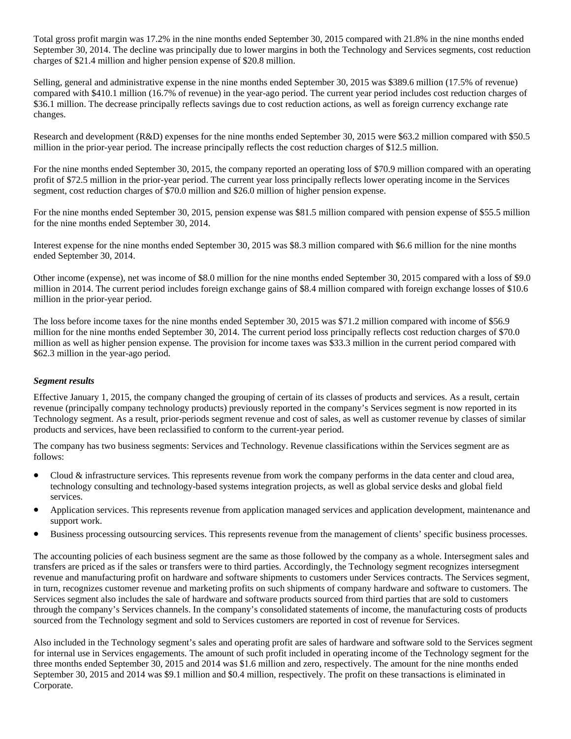Total gross profit margin was 17.2% in the nine months ended September 30, 2015 compared with 21.8% in the nine months ended September 30, 2014. The decline was principally due to lower margins in both the Technology and Services segments, cost reduction charges of $21.4 million and higher pension expense of $20.8 million.

Selling, general and administrative expense in the nine months ended September 30, 2015 was $389.6 million (17.5% of revenue) compared with $410.1 million (16.7% of revenue) in the year-ago period. The current year period includes cost reduction charges of $36.1 million. The decrease principally reflects savings due to cost reduction actions, as well as foreign currency exchange rate changes.

Research and development (R&D) expenses for the nine months ended September 30, 2015 were $63.2 million compared with $50.5 million in the prior-year period. The increase principally reflects the cost reduction charges of $12.5 million.

For the nine months ended September 30, 2015, the company reported an operating loss of $70.9 million compared with an operating profit of $72.5 million in the prior-year period. The current year loss principally reflects lower operating income in the Services segment, cost reduction charges of $70.0 million and $26.0 million of higher pension expense.

For the nine months ended September 30, 2015, pension expense was $81.5 million compared with pension expense of $55.5 million for the nine months ended September 30, 2014.

Interest expense for the nine months ended September 30, 2015 was $8.3 million compared with $6.6 million for the nine months ended September 30, 2014.

Other income (expense), net was income of $8.0 million for the nine months ended September 30, 2015 compared with a loss of $9.0 million in 2014. The current period includes foreign exchange gains of $8.4 million compared with foreign exchange losses of $10.6 million in the prior-year period.

The loss before income taxes for the nine months ended September 30, 2015 was $71.2 million compared with income of $56.9 million for the nine months ended September 30, 2014. The current period loss principally reflects cost reduction charges of $70.0 million as well as higher pension expense. The provision for income taxes was $33.3 million in the current period compared with $62.3 million in the year-ago period.

***Segment results***

Effective January 1, 2015, the company changed the grouping of certain of its classes of products and services. As a result, certain revenue (principally company technology products) previously reported in the company's Services segment is now reported in its Technology segment. As a result, prior-periods segment revenue and cost of sales, as well as customer revenue by classes of similar products and services, have been reclassified to conform to the current-year period.

The company has two business segments: Services and Technology. Revenue classifications within the Services segment are as follows:

- Cloud & infrastructure services. This represents revenue from work the company performs in the data center and cloud area, technology consulting and technology-based systems integration projects, as well as global service desks and global field services.
- Application services. This represents revenue from application managed services and application development, maintenance and support work.
- Business processing outsourcing services. This represents revenue from the management of clients' specific business processes.

The accounting policies of each business segment are the same as those followed by the company as a whole. Intersegment sales and transfers are priced as if the sales or transfers were to third parties. Accordingly, the Technology segment recognizes intersegment revenue and manufacturing profit on hardware and software shipments to customers under Services contracts. The Services segment, in turn, recognizes customer revenue and marketing profits on such shipments of company hardware and software to customers. The Services segment also includes the sale of hardware and software products sourced from third parties that are sold to customers through the company's Services channels. In the company's consolidated statements of income, the manufacturing costs of products sourced from the Technology segment and sold to Services customers are reported in cost of revenue for Services.

Also included in the Technology segment's sales and operating profit are sales of hardware and software sold to the Services segment for internal use in Services engagements. The amount of such profit included in operating income of the Technology segment for the three months ended September 30, 2015 and 2014 was $1.6 million and zero, respectively. The amount for the nine months ended September 30, 2015 and 2014 was $9.1 million and $0.4 million, respectively. The profit on these transactions is eliminated in Corporate.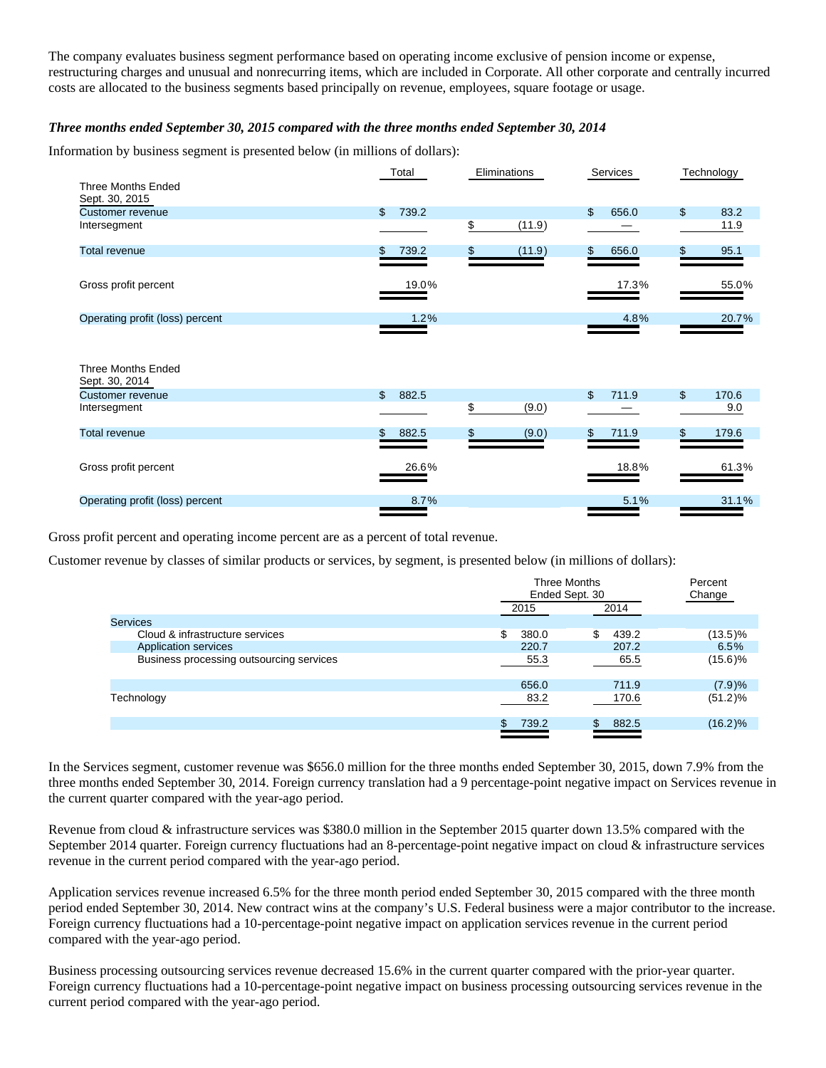The company evaluates business segment performance based on operating income exclusive of pension income or expense, restructuring charges and unusual and nonrecurring items, which are included in Corporate. All other corporate and centrally incurred costs are allocated to the business segments based principally on revenue, employees, square footage or usage.

***Three months ended September 30, 2015 compared with the three months ended September 30, 2014***

Information by business segment is presented below (in millions of dollars):

| | Total | Eliminations | Services | Technology |
|---|---|---|---|---|
| **Three Months Ended Sept. 30, 2015** | | | | |
| Customer revenue | $ 739.2 | | $ 656.0 | $ 83.2 |
| Intersegment | | $ (11.9) | — | 11.9 |
| Total revenue | $ 739.2 | $ (11.9) | $ 656.0 | $ 95.1 |
| Gross profit percent | 19.0% | | 17.3% | 55.0% |
| Operating profit (loss) percent | 1.2% | | 4.8% | 20.7% |
| **Three Months Ended Sept. 30, 2014** | | | | |
| Customer revenue | $ 882.5 | | $ 711.9 | $ 170.6 |
| Intersegment | | $ (9.0) | — | 9.0 |
| Total revenue | $ 882.5 | $ (9.0) | $ 711.9 | $ 179.6 |
| Gross profit percent | 26.6% | | 18.8% | 61.3% |
| Operating profit (loss) percent | 8.7% | | 5.1% | 31.1% |

Gross profit percent and operating income percent are as a percent of total revenue.

Customer revenue by classes of similar products or services, by segment, is presented below (in millions of dollars):

| | Three Months Ended Sept. 30 | | Percent Change |
|---|---|---|---|
| | 2015 | 2014 | |
| Services | | | |
| Cloud & infrastructure services | $ 380.0 | $ 439.2 | (13.5)% |
| Application services | 220.7 | 207.2 | 6.5% |
| Business processing outsourcing services | 55.3 | 65.5 | (15.6)% |
| | 656.0 | 711.9 | (7.9)% |
| Technology | 83.2 | 170.6 | (51.2)% |
| | $ 739.2 | $ 882.5 | (16.2)% |

In the Services segment, customer revenue was $656.0 million for the three months ended September 30, 2015, down 7.9% from the three months ended September 30, 2014. Foreign currency translation had a 9 percentage-point negative impact on Services revenue in the current quarter compared with the year-ago period.

Revenue from cloud & infrastructure services was $380.0 million in the September 2015 quarter down 13.5% compared with the September 2014 quarter. Foreign currency fluctuations had an 8-percentage-point negative impact on cloud & infrastructure services revenue in the current period compared with the year-ago period.

Application services revenue increased 6.5% for the three month period ended September 30, 2015 compared with the three month period ended September 30, 2014. New contract wins at the company's U.S. Federal business were a major contributor to the increase. Foreign currency fluctuations had a 10-percentage-point negative impact on application services revenue in the current period compared with the year-ago period.

Business processing outsourcing services revenue decreased 15.6% in the current quarter compared with the prior-year quarter. Foreign currency fluctuations had a 10-percentage-point negative impact on business processing outsourcing services revenue in the current period compared with the year-ago period.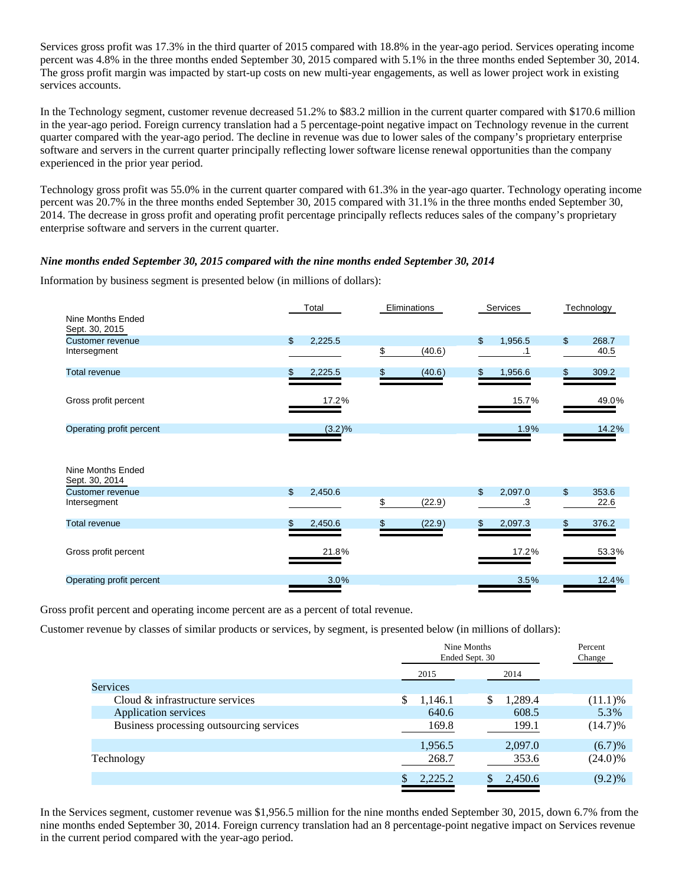Services gross profit was 17.3% in the third quarter of 2015 compared with 18.8% in the year-ago period. Services operating income percent was 4.8% in the three months ended September 30, 2015 compared with 5.1% in the three months ended September 30, 2014. The gross profit margin was impacted by start-up costs on new multi-year engagements, as well as lower project work in existing services accounts.

In the Technology segment, customer revenue decreased 51.2% to $83.2 million in the current quarter compared with $170.6 million in the year-ago period. Foreign currency translation had a 5 percentage-point negative impact on Technology revenue in the current quarter compared with the year-ago period. The decline in revenue was due to lower sales of the company's proprietary enterprise software and servers in the current quarter principally reflecting lower software license renewal opportunities than the company experienced in the prior year period.

Technology gross profit was 55.0% in the current quarter compared with 61.3% in the year-ago quarter. Technology operating income percent was 20.7% in the three months ended September 30, 2015 compared with 31.1% in the three months ended September 30, 2014. The decrease in gross profit and operating profit percentage principally reflects reduces sales of the company's proprietary enterprise software and servers in the current quarter.

***Nine months ended September 30, 2015 compared with the nine months ended September 30, 2014***

Information by business segment is presented below (in millions of dollars):

| | Total | Eliminations | Services | Technology |
|---|---|---|---|---|
| **Nine Months Ended Sept. 30, 2015** | | | | |
| Customer revenue | $ 2,225.5 | | $ 1,956.5 | $ 268.7 |
| Intersegment | | $ (40.6) | .1 | 40.5 |
| Total revenue | $ 2,225.5 | $ (40.6) | $ 1,956.6 | $ 309.2 |
| Gross profit percent | 17.2% | | 15.7% | 49.0% |
| Operating profit percent | (3.2)% | | 1.9% | 14.2% |
| **Nine Months Ended Sept. 30, 2014** | | | | |
| Customer revenue | $ 2,450.6 | | $ 2,097.0 | $ 353.6 |
| Intersegment | | $ (22.9) | .3 | 22.6 |
| Total revenue | $ 2,450.6 | $ (22.9) | $ 2,097.3 | $ 376.2 |
| Gross profit percent | 21.8% | | 17.2% | 53.3% |
| Operating profit percent | 3.0% | | 3.5% | 12.4% |

Gross profit percent and operating income percent are as a percent of total revenue.

Customer revenue by classes of similar products or services, by segment, is presented below (in millions of dollars):

| | Nine Months Ended Sept. 30 | | Percent Change |
|---|---|---|---|
| | 2015 | 2014 | |
| Services | | | |
| Cloud & infrastructure services | $ 1,146.1 | $ 1,289.4 | (11.1)% |
| Application services | 640.6 | 608.5 | 5.3% |
| Business processing outsourcing services | 169.8 | 199.1 | (14.7)% |
| | 1,956.5 | 2,097.0 | (6.7)% |
| Technology | 268.7 | 353.6 | (24.0)% |
| | $ 2,225.2 | $ 2,450.6 | (9.2)% |

In the Services segment, customer revenue was $1,956.5 million for the nine months ended September 30, 2015, down 6.7% from the nine months ended September 30, 2014. Foreign currency translation had an 8 percentage-point negative impact on Services revenue in the current period compared with the year-ago period.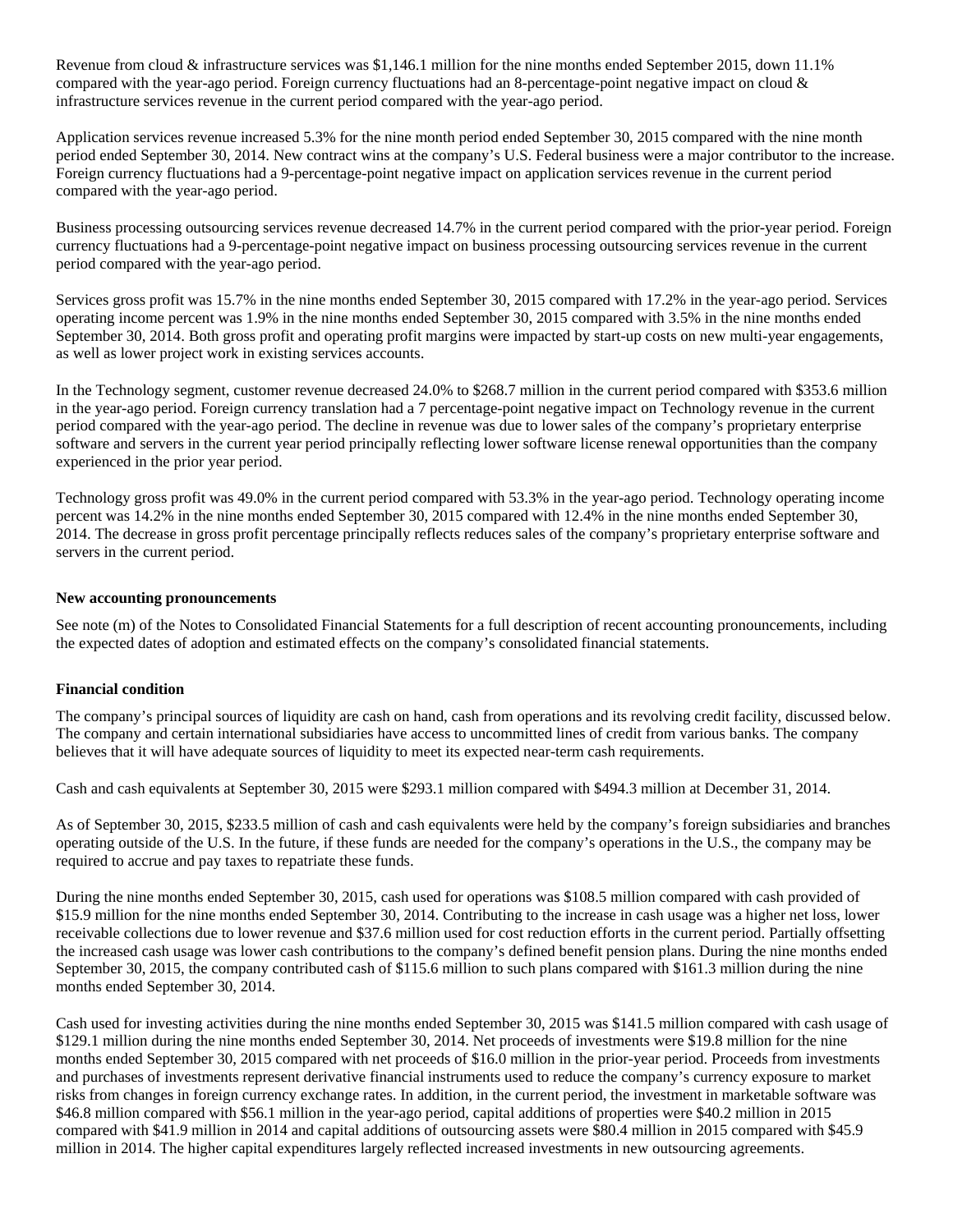Revenue from cloud & infrastructure services was $1,146.1 million for the nine months ended September 2015, down 11.1% compared with the year-ago period. Foreign currency fluctuations had an 8-percentage-point negative impact on cloud & infrastructure services revenue in the current period compared with the year-ago period.

Application services revenue increased 5.3% for the nine month period ended September 30, 2015 compared with the nine month period ended September 30, 2014. New contract wins at the company's U.S. Federal business were a major contributor to the increase. Foreign currency fluctuations had a 9-percentage-point negative impact on application services revenue in the current period compared with the year-ago period.

Business processing outsourcing services revenue decreased 14.7% in the current period compared with the prior-year period. Foreign currency fluctuations had a 9-percentage-point negative impact on business processing outsourcing services revenue in the current period compared with the year-ago period.

Services gross profit was 15.7% in the nine months ended September 30, 2015 compared with 17.2% in the year-ago period. Services operating income percent was 1.9% in the nine months ended September 30, 2015 compared with 3.5% in the nine months ended September 30, 2014. Both gross profit and operating profit margins were impacted by start-up costs on new multi-year engagements, as well as lower project work in existing services accounts.

In the Technology segment, customer revenue decreased 24.0% to $268.7 million in the current period compared with $353.6 million in the year-ago period. Foreign currency translation had a 7 percentage-point negative impact on Technology revenue in the current period compared with the year-ago period. The decline in revenue was due to lower sales of the company's proprietary enterprise software and servers in the current year period principally reflecting lower software license renewal opportunities than the company experienced in the prior year period.

Technology gross profit was 49.0% in the current period compared with 53.3% in the year-ago period. Technology operating income percent was 14.2% in the nine months ended September 30, 2015 compared with 12.4% in the nine months ended September 30, 2014. The decrease in gross profit percentage principally reflects reduces sales of the company's proprietary enterprise software and servers in the current period.

**New accounting pronouncements**

See note (m) of the Notes to Consolidated Financial Statements for a full description of recent accounting pronouncements, including the expected dates of adoption and estimated effects on the company's consolidated financial statements.

**Financial condition**

The company's principal sources of liquidity are cash on hand, cash from operations and its revolving credit facility, discussed below. The company and certain international subsidiaries have access to uncommitted lines of credit from various banks. The company believes that it will have adequate sources of liquidity to meet its expected near-term cash requirements.

Cash and cash equivalents at September 30, 2015 were $293.1 million compared with $494.3 million at December 31, 2014.

As of September 30, 2015, $233.5 million of cash and cash equivalents were held by the company's foreign subsidiaries and branches operating outside of the U.S. In the future, if these funds are needed for the company's operations in the U.S., the company may be required to accrue and pay taxes to repatriate these funds.

During the nine months ended September 30, 2015, cash used for operations was $108.5 million compared with cash provided of $15.9 million for the nine months ended September 30, 2014. Contributing to the increase in cash usage was a higher net loss, lower receivable collections due to lower revenue and $37.6 million used for cost reduction efforts in the current period. Partially offsetting the increased cash usage was lower cash contributions to the company's defined benefit pension plans. During the nine months ended September 30, 2015, the company contributed cash of $115.6 million to such plans compared with $161.3 million during the nine months ended September 30, 2014.

Cash used for investing activities during the nine months ended September 30, 2015 was $141.5 million compared with cash usage of $129.1 million during the nine months ended September 30, 2014. Net proceeds of investments were $19.8 million for the nine months ended September 30, 2015 compared with net proceeds of $16.0 million in the prior-year period. Proceeds from investments and purchases of investments represent derivative financial instruments used to reduce the company's currency exposure to market risks from changes in foreign currency exchange rates. In addition, in the current period, the investment in marketable software was $46.8 million compared with $56.1 million in the year-ago period, capital additions of properties were $40.2 million in 2015 compared with $41.9 million in 2014 and capital additions of outsourcing assets were $80.4 million in 2015 compared with $45.9 million in 2014. The higher capital expenditures largely reflected increased investments in new outsourcing agreements.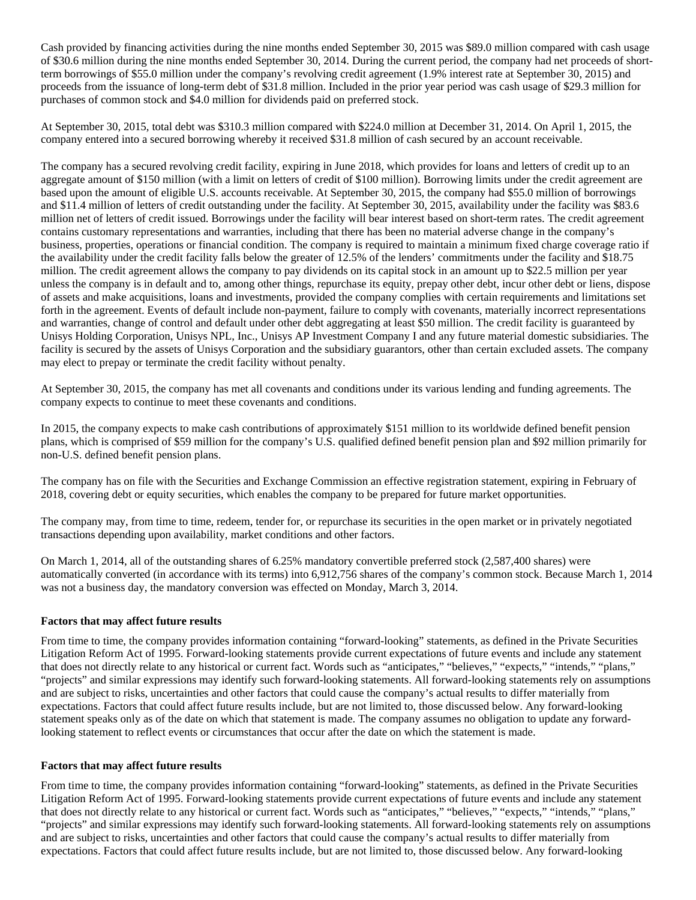Cash provided by financing activities during the nine months ended September 30, 2015 was $89.0 million compared with cash usage of $30.6 million during the nine months ended September 30, 2014. During the current period, the company had net proceeds of short-term borrowings of $55.0 million under the company's revolving credit agreement (1.9% interest rate at September 30, 2015) and proceeds from the issuance of long-term debt of $31.8 million. Included in the prior year period was cash usage of $29.3 million for purchases of common stock and $4.0 million for dividends paid on preferred stock.

At September 30, 2015, total debt was $310.3 million compared with $224.0 million at December 31, 2014. On April 1, 2015, the company entered into a secured borrowing whereby it received $31.8 million of cash secured by an account receivable.

The company has a secured revolving credit facility, expiring in June 2018, which provides for loans and letters of credit up to an aggregate amount of $150 million (with a limit on letters of credit of $100 million). Borrowing limits under the credit agreement are based upon the amount of eligible U.S. accounts receivable. At September 30, 2015, the company had $55.0 million of borrowings and $11.4 million of letters of credit outstanding under the facility. At September 30, 2015, availability under the facility was $83.6 million net of letters of credit issued. Borrowings under the facility will bear interest based on short-term rates. The credit agreement contains customary representations and warranties, including that there has been no material adverse change in the company's business, properties, operations or financial condition. The company is required to maintain a minimum fixed charge coverage ratio if the availability under the credit facility falls below the greater of 12.5% of the lenders' commitments under the facility and $18.75 million. The credit agreement allows the company to pay dividends on its capital stock in an amount up to $22.5 million per year unless the company is in default and to, among other things, repurchase its equity, prepay other debt, incur other debt or liens, dispose of assets and make acquisitions, loans and investments, provided the company complies with certain requirements and limitations set forth in the agreement. Events of default include non-payment, failure to comply with covenants, materially incorrect representations and warranties, change of control and default under other debt aggregating at least $50 million. The credit facility is guaranteed by Unisys Holding Corporation, Unisys NPL, Inc., Unisys AP Investment Company I and any future material domestic subsidiaries. The facility is secured by the assets of Unisys Corporation and the subsidiary guarantors, other than certain excluded assets. The company may elect to prepay or terminate the credit facility without penalty.

At September 30, 2015, the company has met all covenants and conditions under its various lending and funding agreements. The company expects to continue to meet these covenants and conditions.

In 2015, the company expects to make cash contributions of approximately $151 million to its worldwide defined benefit pension plans, which is comprised of $59 million for the company's U.S. qualified defined benefit pension plan and $92 million primarily for non-U.S. defined benefit pension plans.

The company has on file with the Securities and Exchange Commission an effective registration statement, expiring in February of 2018, covering debt or equity securities, which enables the company to be prepared for future market opportunities.

The company may, from time to time, redeem, tender for, or repurchase its securities in the open market or in privately negotiated transactions depending upon availability, market conditions and other factors.

On March 1, 2014, all of the outstanding shares of 6.25% mandatory convertible preferred stock (2,587,400 shares) were automatically converted (in accordance with its terms) into 6,912,756 shares of the company's common stock. Because March 1, 2014 was not a business day, the mandatory conversion was effected on Monday, March 3, 2014.

**Factors that may affect future results**

From time to time, the company provides information containing "forward-looking" statements, as defined in the Private Securities Litigation Reform Act of 1995. Forward-looking statements provide current expectations of future events and include any statement that does not directly relate to any historical or current fact. Words such as "anticipates," "believes," "expects," "intends," "plans," "projects" and similar expressions may identify such forward-looking statements. All forward-looking statements rely on assumptions and are subject to risks, uncertainties and other factors that could cause the company's actual results to differ materially from expectations. Factors that could affect future results include, but are not limited to, those discussed below. Any forward-looking statement speaks only as of the date on which that statement is made. The company assumes no obligation to update any forward-looking statement to reflect events or circumstances that occur after the date on which the statement is made.

**Factors that may affect future results**

From time to time, the company provides information containing "forward-looking" statements, as defined in the Private Securities Litigation Reform Act of 1995. Forward-looking statements provide current expectations of future events and include any statement that does not directly relate to any historical or current fact. Words such as "anticipates," "believes," "expects," "intends," "plans," "projects" and similar expressions may identify such forward-looking statements. All forward-looking statements rely on assumptions and are subject to risks, uncertainties and other factors that could cause the company's actual results to differ materially from expectations. Factors that could affect future results include, but are not limited to, those discussed below. Any forward-looking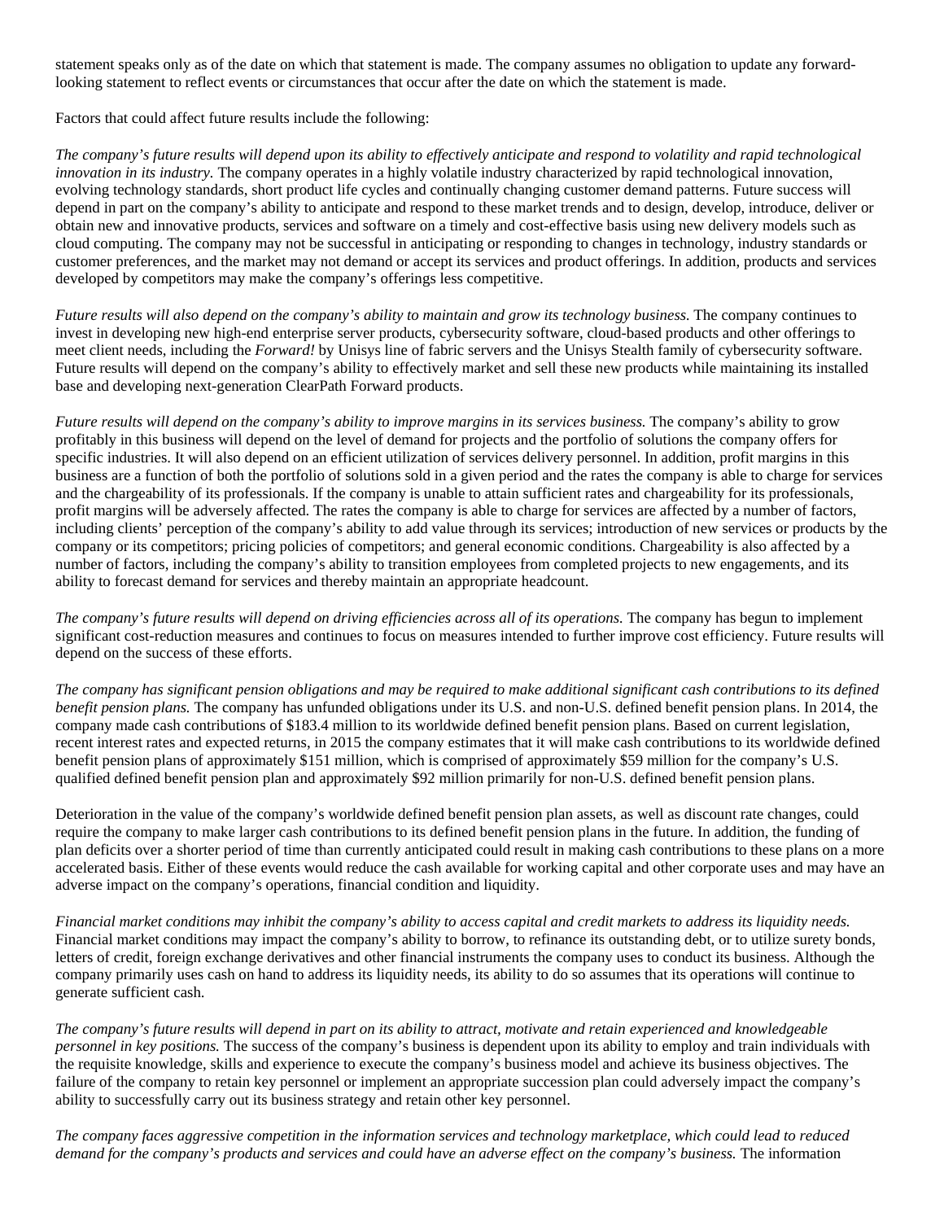statement speaks only as of the date on which that statement is made. The company assumes no obligation to update any forward-looking statement to reflect events or circumstances that occur after the date on which the statement is made.

Factors that could affect future results include the following:

*The company's future results will depend upon its ability to effectively anticipate and respond to volatility and rapid technological innovation in its industry.* The company operates in a highly volatile industry characterized by rapid technological innovation, evolving technology standards, short product life cycles and continually changing customer demand patterns. Future success will depend in part on the company's ability to anticipate and respond to these market trends and to design, develop, introduce, deliver or obtain new and innovative products, services and software on a timely and cost-effective basis using new delivery models such as cloud computing. The company may not be successful in anticipating or responding to changes in technology, industry standards or customer preferences, and the market may not demand or accept its services and product offerings. In addition, products and services developed by competitors may make the company's offerings less competitive.

*Future results will also depend on the company's ability to maintain and grow its technology business.* The company continues to invest in developing new high-end enterprise server products, cybersecurity software, cloud-based products and other offerings to meet client needs, including the *Forward!* by Unisys line of fabric servers and the Unisys Stealth family of cybersecurity software. Future results will depend on the company's ability to effectively market and sell these new products while maintaining its installed base and developing next-generation ClearPath Forward products.

*Future results will depend on the company's ability to improve margins in its services business.* The company's ability to grow profitably in this business will depend on the level of demand for projects and the portfolio of solutions the company offers for specific industries. It will also depend on an efficient utilization of services delivery personnel. In addition, profit margins in this business are a function of both the portfolio of solutions sold in a given period and the rates the company is able to charge for services and the chargeability of its professionals. If the company is unable to attain sufficient rates and chargeability for its professionals, profit margins will be adversely affected. The rates the company is able to charge for services are affected by a number of factors, including clients' perception of the company's ability to add value through its services; introduction of new services or products by the company or its competitors; pricing policies of competitors; and general economic conditions. Chargeability is also affected by a number of factors, including the company's ability to transition employees from completed projects to new engagements, and its ability to forecast demand for services and thereby maintain an appropriate headcount.

*The company's future results will depend on driving efficiencies across all of its operations.* The company has begun to implement significant cost-reduction measures and continues to focus on measures intended to further improve cost efficiency. Future results will depend on the success of these efforts.

*The company has significant pension obligations and may be required to make additional significant cash contributions to its defined benefit pension plans.* The company has unfunded obligations under its U.S. and non-U.S. defined benefit pension plans. In 2014, the company made cash contributions of $183.4 million to its worldwide defined benefit pension plans. Based on current legislation, recent interest rates and expected returns, in 2015 the company estimates that it will make cash contributions to its worldwide defined benefit pension plans of approximately $151 million, which is comprised of approximately $59 million for the company's U.S. qualified defined benefit pension plan and approximately $92 million primarily for non-U.S. defined benefit pension plans.

Deterioration in the value of the company's worldwide defined benefit pension plan assets, as well as discount rate changes, could require the company to make larger cash contributions to its defined benefit pension plans in the future. In addition, the funding of plan deficits over a shorter period of time than currently anticipated could result in making cash contributions to these plans on a more accelerated basis. Either of these events would reduce the cash available for working capital and other corporate uses and may have an adverse impact on the company's operations, financial condition and liquidity.

*Financial market conditions may inhibit the company's ability to access capital and credit markets to address its liquidity needs.* Financial market conditions may impact the company's ability to borrow, to refinance its outstanding debt, or to utilize surety bonds, letters of credit, foreign exchange derivatives and other financial instruments the company uses to conduct its business. Although the company primarily uses cash on hand to address its liquidity needs, its ability to do so assumes that its operations will continue to generate sufficient cash.

*The company's future results will depend in part on its ability to attract, motivate and retain experienced and knowledgeable personnel in key positions.* The success of the company's business is dependent upon its ability to employ and train individuals with the requisite knowledge, skills and experience to execute the company's business model and achieve its business objectives. The failure of the company to retain key personnel or implement an appropriate succession plan could adversely impact the company's ability to successfully carry out its business strategy and retain other key personnel.

*The company faces aggressive competition in the information services and technology marketplace, which could lead to reduced demand for the company's products and services and could have an adverse effect on the company's business.* The information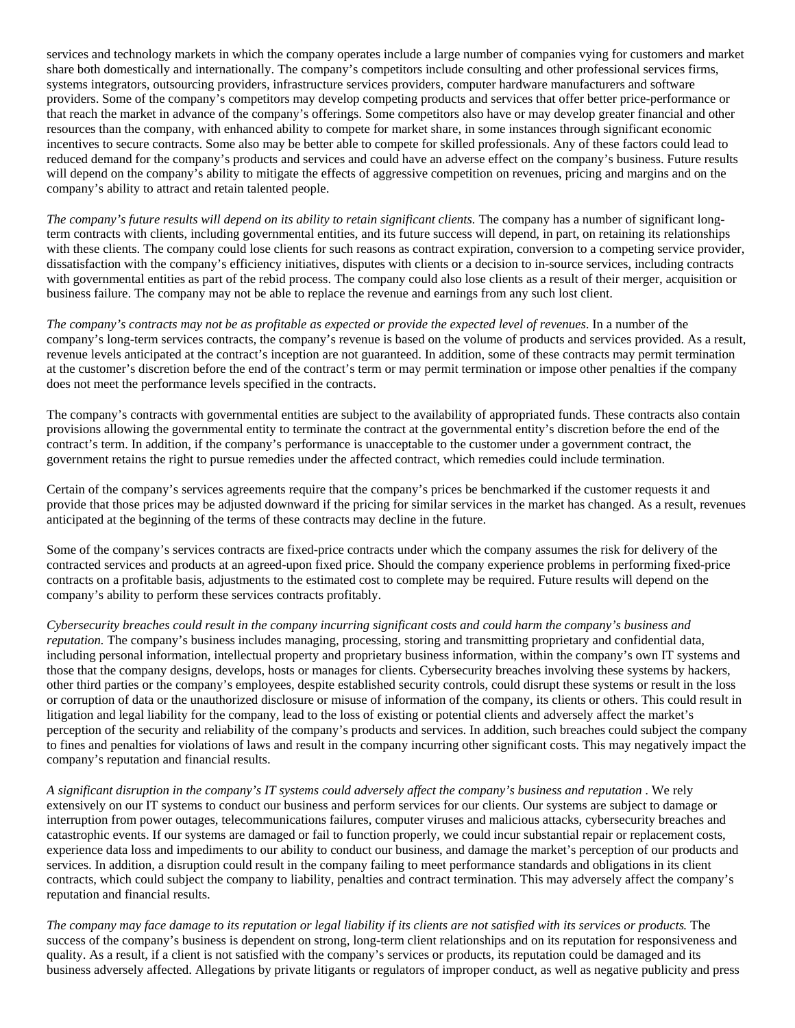services and technology markets in which the company operates include a large number of companies vying for customers and market share both domestically and internationally. The company's competitors include consulting and other professional services firms, systems integrators, outsourcing providers, infrastructure services providers, computer hardware manufacturers and software providers. Some of the company's competitors may develop competing products and services that offer better price-performance or that reach the market in advance of the company's offerings. Some competitors also have or may develop greater financial and other resources than the company, with enhanced ability to compete for market share, in some instances through significant economic incentives to secure contracts. Some also may be better able to compete for skilled professionals. Any of these factors could lead to reduced demand for the company's products and services and could have an adverse effect on the company's business. Future results will depend on the company's ability to mitigate the effects of aggressive competition on revenues, pricing and margins and on the company's ability to attract and retain talented people.

*The company's future results will depend on its ability to retain significant clients.* The company has a number of significant long-term contracts with clients, including governmental entities, and its future success will depend, in part, on retaining its relationships with these clients. The company could lose clients for such reasons as contract expiration, conversion to a competing service provider, dissatisfaction with the company's efficiency initiatives, disputes with clients or a decision to in-source services, including contracts with governmental entities as part of the rebid process. The company could also lose clients as a result of their merger, acquisition or business failure. The company may not be able to replace the revenue and earnings from any such lost client.

*The company's contracts may not be as profitable as expected or provide the expected level of revenues*. In a number of the company's long-term services contracts, the company's revenue is based on the volume of products and services provided. As a result, revenue levels anticipated at the contract's inception are not guaranteed. In addition, some of these contracts may permit termination at the customer's discretion before the end of the contract's term or may permit termination or impose other penalties if the company does not meet the performance levels specified in the contracts.

The company's contracts with governmental entities are subject to the availability of appropriated funds. These contracts also contain provisions allowing the governmental entity to terminate the contract at the governmental entity's discretion before the end of the contract's term. In addition, if the company's performance is unacceptable to the customer under a government contract, the government retains the right to pursue remedies under the affected contract, which remedies could include termination.

Certain of the company's services agreements require that the company's prices be benchmarked if the customer requests it and provide that those prices may be adjusted downward if the pricing for similar services in the market has changed. As a result, revenues anticipated at the beginning of the terms of these contracts may decline in the future.

Some of the company's services contracts are fixed-price contracts under which the company assumes the risk for delivery of the contracted services and products at an agreed-upon fixed price. Should the company experience problems in performing fixed-price contracts on a profitable basis, adjustments to the estimated cost to complete may be required. Future results will depend on the company's ability to perform these services contracts profitably.

*Cybersecurity breaches could result in the company incurring significant costs and could harm the company's business and reputation.* The company's business includes managing, processing, storing and transmitting proprietary and confidential data, including personal information, intellectual property and proprietary business information, within the company's own IT systems and those that the company designs, develops, hosts or manages for clients. Cybersecurity breaches involving these systems by hackers, other third parties or the company's employees, despite established security controls, could disrupt these systems or result in the loss or corruption of data or the unauthorized disclosure or misuse of information of the company, its clients or others. This could result in litigation and legal liability for the company, lead to the loss of existing or potential clients and adversely affect the market's perception of the security and reliability of the company's products and services. In addition, such breaches could subject the company to fines and penalties for violations of laws and result in the company incurring other significant costs. This may negatively impact the company's reputation and financial results.

*A significant disruption in the company's IT systems could adversely affect the company's business and reputation* . We rely extensively on our IT systems to conduct our business and perform services for our clients. Our systems are subject to damage or interruption from power outages, telecommunications failures, computer viruses and malicious attacks, cybersecurity breaches and catastrophic events. If our systems are damaged or fail to function properly, we could incur substantial repair or replacement costs, experience data loss and impediments to our ability to conduct our business, and damage the market's perception of our products and services. In addition, a disruption could result in the company failing to meet performance standards and obligations in its client contracts, which could subject the company to liability, penalties and contract termination. This may adversely affect the company's reputation and financial results.

*The company may face damage to its reputation or legal liability if its clients are not satisfied with its services or products.* The success of the company's business is dependent on strong, long-term client relationships and on its reputation for responsiveness and quality. As a result, if a client is not satisfied with the company's services or products, its reputation could be damaged and its business adversely affected. Allegations by private litigants or regulators of improper conduct, as well as negative publicity and press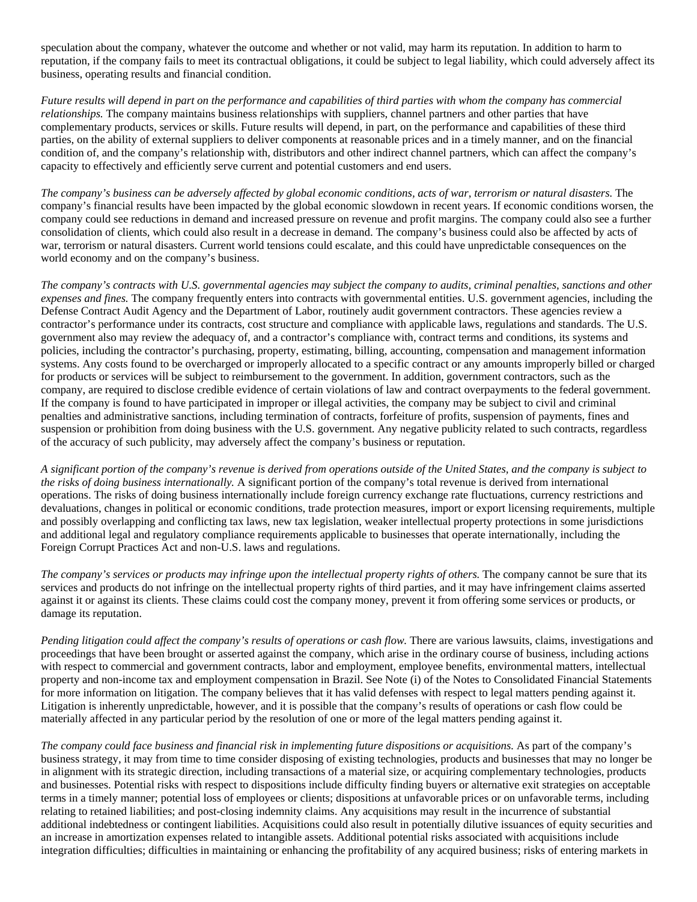speculation about the company, whatever the outcome and whether or not valid, may harm its reputation. In addition to harm to reputation, if the company fails to meet its contractual obligations, it could be subject to legal liability, which could adversely affect its business, operating results and financial condition.

*Future results will depend in part on the performance and capabilities of third parties with whom the company has commercial relationships.* The company maintains business relationships with suppliers, channel partners and other parties that have complementary products, services or skills. Future results will depend, in part, on the performance and capabilities of these third parties, on the ability of external suppliers to deliver components at reasonable prices and in a timely manner, and on the financial condition of, and the company's relationship with, distributors and other indirect channel partners, which can affect the company's capacity to effectively and efficiently serve current and potential customers and end users.

*The company's business can be adversely affected by global economic conditions, acts of war, terrorism or natural disasters.* The company's financial results have been impacted by the global economic slowdown in recent years. If economic conditions worsen, the company could see reductions in demand and increased pressure on revenue and profit margins. The company could also see a further consolidation of clients, which could also result in a decrease in demand. The company's business could also be affected by acts of war, terrorism or natural disasters. Current world tensions could escalate, and this could have unpredictable consequences on the world economy and on the company's business.

*The company's contracts with U.S. governmental agencies may subject the company to audits, criminal penalties, sanctions and other expenses and fines.* The company frequently enters into contracts with governmental entities. U.S. government agencies, including the Defense Contract Audit Agency and the Department of Labor, routinely audit government contractors. These agencies review a contractor's performance under its contracts, cost structure and compliance with applicable laws, regulations and standards. The U.S. government also may review the adequacy of, and a contractor's compliance with, contract terms and conditions, its systems and policies, including the contractor's purchasing, property, estimating, billing, accounting, compensation and management information systems. Any costs found to be overcharged or improperly allocated to a specific contract or any amounts improperly billed or charged for products or services will be subject to reimbursement to the government. In addition, government contractors, such as the company, are required to disclose credible evidence of certain violations of law and contract overpayments to the federal government. If the company is found to have participated in improper or illegal activities, the company may be subject to civil and criminal penalties and administrative sanctions, including termination of contracts, forfeiture of profits, suspension of payments, fines and suspension or prohibition from doing business with the U.S. government. Any negative publicity related to such contracts, regardless of the accuracy of such publicity, may adversely affect the company's business or reputation.

*A significant portion of the company's revenue is derived from operations outside of the United States, and the company is subject to the risks of doing business internationally.* A significant portion of the company's total revenue is derived from international operations. The risks of doing business internationally include foreign currency exchange rate fluctuations, currency restrictions and devaluations, changes in political or economic conditions, trade protection measures, import or export licensing requirements, multiple and possibly overlapping and conflicting tax laws, new tax legislation, weaker intellectual property protections in some jurisdictions and additional legal and regulatory compliance requirements applicable to businesses that operate internationally, including the Foreign Corrupt Practices Act and non-U.S. laws and regulations.

*The company's services or products may infringe upon the intellectual property rights of others.* The company cannot be sure that its services and products do not infringe on the intellectual property rights of third parties, and it may have infringement claims asserted against it or against its clients. These claims could cost the company money, prevent it from offering some services or products, or damage its reputation.

*Pending litigation could affect the company's results of operations or cash flow.* There are various lawsuits, claims, investigations and proceedings that have been brought or asserted against the company, which arise in the ordinary course of business, including actions with respect to commercial and government contracts, labor and employment, employee benefits, environmental matters, intellectual property and non-income tax and employment compensation in Brazil. See Note (i) of the Notes to Consolidated Financial Statements for more information on litigation. The company believes that it has valid defenses with respect to legal matters pending against it. Litigation is inherently unpredictable, however, and it is possible that the company's results of operations or cash flow could be materially affected in any particular period by the resolution of one or more of the legal matters pending against it.

*The company could face business and financial risk in implementing future dispositions or acquisitions.* As part of the company's business strategy, it may from time to time consider disposing of existing technologies, products and businesses that may no longer be in alignment with its strategic direction, including transactions of a material size, or acquiring complementary technologies, products and businesses. Potential risks with respect to dispositions include difficulty finding buyers or alternative exit strategies on acceptable terms in a timely manner; potential loss of employees or clients; dispositions at unfavorable prices or on unfavorable terms, including relating to retained liabilities; and post-closing indemnity claims. Any acquisitions may result in the incurrence of substantial additional indebtedness or contingent liabilities. Acquisitions could also result in potentially dilutive issuances of equity securities and an increase in amortization expenses related to intangible assets. Additional potential risks associated with acquisitions include integration difficulties; difficulties in maintaining or enhancing the profitability of any acquired business; risks of entering markets in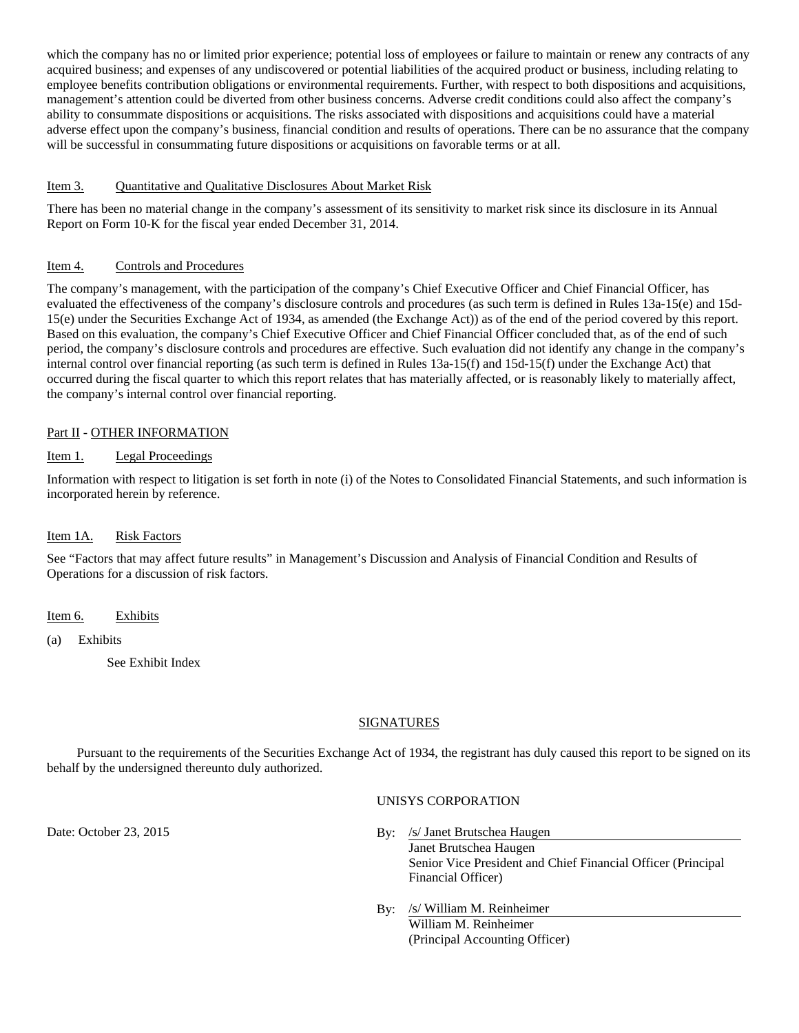which the company has no or limited prior experience; potential loss of employees or failure to maintain or renew any contracts of any acquired business; and expenses of any undiscovered or potential liabilities of the acquired product or business, including relating to employee benefits contribution obligations or environmental requirements. Further, with respect to both dispositions and acquisitions, management's attention could be diverted from other business concerns. Adverse credit conditions could also affect the company's ability to consummate dispositions or acquisitions. The risks associated with dispositions and acquisitions could have a material adverse effect upon the company's business, financial condition and results of operations. There can be no assurance that the company will be successful in consummating future dispositions or acquisitions on favorable terms or at all.

## Item 3. Quantitative and Qualitative Disclosures About Market Risk

There has been no material change in the company's assessment of its sensitivity to market risk since its disclosure in its Annual Report on Form 10-K for the fiscal year ended December 31, 2014.

## Item 4. Controls and Procedures

The company's management, with the participation of the company's Chief Executive Officer and Chief Financial Officer, has evaluated the effectiveness of the company's disclosure controls and procedures (as such term is defined in Rules 13a-15(e) and 15d-15(e) under the Securities Exchange Act of 1934, as amended (the Exchange Act)) as of the end of the period covered by this report. Based on this evaluation, the company's Chief Executive Officer and Chief Financial Officer concluded that, as of the end of such period, the company's disclosure controls and procedures are effective. Such evaluation did not identify any change in the company's internal control over financial reporting (as such term is defined in Rules 13a-15(f) and 15d-15(f) under the Exchange Act) that occurred during the fiscal quarter to which this report relates that has materially affected, or is reasonably likely to materially affect, the company's internal control over financial reporting.

# Part II - OTHER INFORMATION

## Item 1. Legal Proceedings

Information with respect to litigation is set forth in note (i) of the Notes to Consolidated Financial Statements, and such information is incorporated herein by reference.

## Item 1A. Risk Factors

See "Factors that may affect future results" in Management's Discussion and Analysis of Financial Condition and Results of Operations for a discussion of risk factors.

## Item 6. Exhibits

(a) Exhibits

See Exhibit Index

## SIGNATURES

Pursuant to the requirements of the Securities Exchange Act of 1934, the registrant has duly caused this report to be signed on its behalf by the undersigned thereunto duly authorized.

UNISYS CORPORATION

Date: October 23, 2015

By: /s/ Janet Brutschea Haugen
Janet Brutschea Haugen
Senior Vice President and Chief Financial Officer (Principal Financial Officer)

By: /s/ William M. Reinheimer
William M. Reinheimer
(Principal Accounting Officer)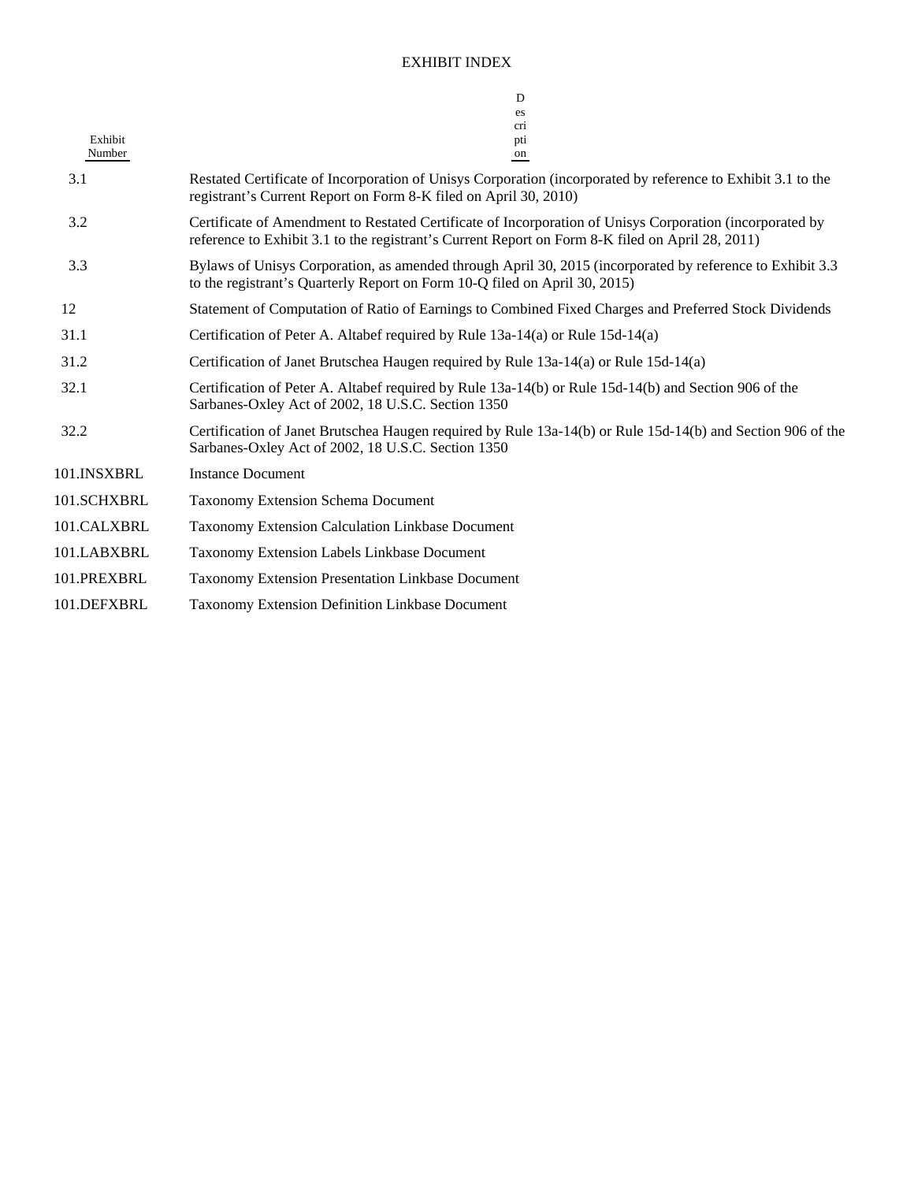# EXHIBIT INDEX

| Exhibit Number | Description |
|---|---|
| 3.1 | Restated Certificate of Incorporation of Unisys Corporation (incorporated by reference to Exhibit 3.1 to the registrant’s Current Report on Form 8-K filed on April 30, 2010) |
| 3.2 | Certificate of Amendment to Restated Certificate of Incorporation of Unisys Corporation (incorporated by reference to Exhibit 3.1 to the registrant’s Current Report on Form 8-K filed on April 28, 2011) |
| 3.3 | Bylaws of Unisys Corporation, as amended through April 30, 2015 (incorporated by reference to Exhibit 3.3 to the registrant’s Quarterly Report on Form 10-Q filed on April 30, 2015) |
| 12 | Statement of Computation of Ratio of Earnings to Combined Fixed Charges and Preferred Stock Dividends |
| 31.1 | Certification of Peter A. Altabef required by Rule 13a-14(a) or Rule 15d-14(a) |
| 31.2 | Certification of Janet Brutschea Haugen required by Rule 13a-14(a) or Rule 15d-14(a) |
| 32.1 | Certification of Peter A. Altabef required by Rule 13a-14(b) or Rule 15d-14(b) and Section 906 of the Sarbanes-Oxley Act of 2002, 18 U.S.C. Section 1350 |
| 32.2 | Certification of Janet Brutschea Haugen required by Rule 13a-14(b) or Rule 15d-14(b) and Section 906 of the Sarbanes-Oxley Act of 2002, 18 U.S.C. Section 1350 |
| 101.INSXBRL | Instance Document |
| 101.SCHXBRL | Taxonomy Extension Schema Document |
| 101.CALXBRL | Taxonomy Extension Calculation Linkbase Document |
| 101.LABXBRL | Taxonomy Extension Labels Linkbase Document |
| 101.PREXBRL | Taxonomy Extension Presentation Linkbase Document |
| 101.DEFXBRL | Taxonomy Extension Definition Linkbase Document |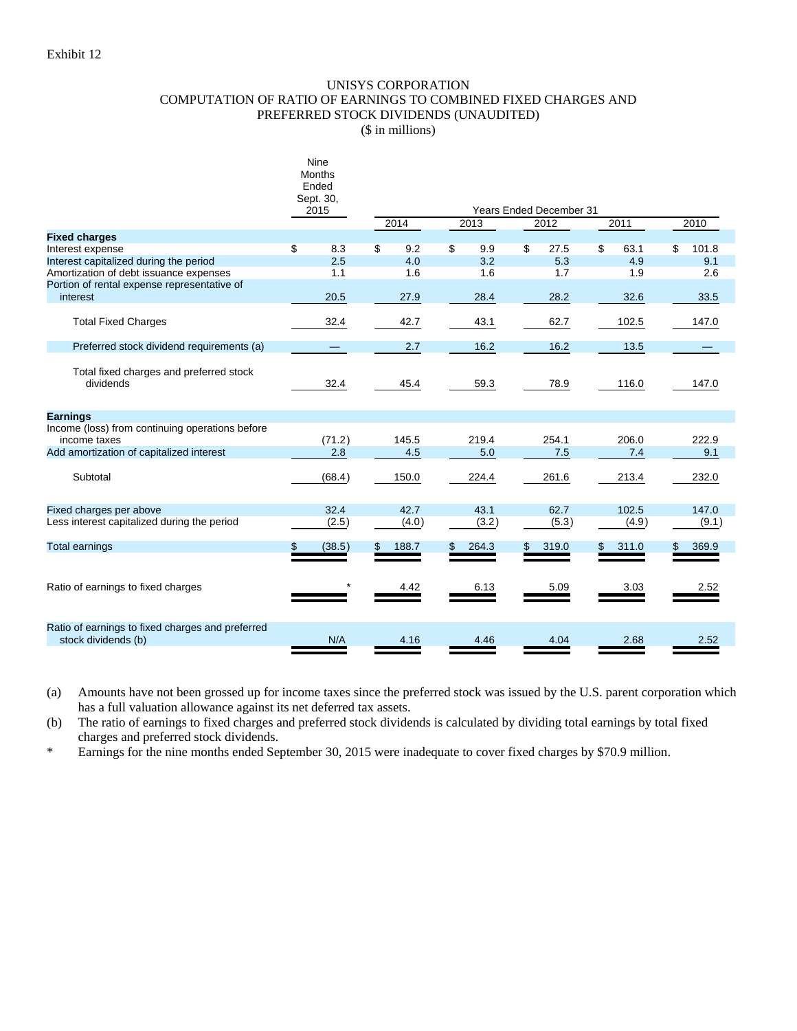Exhibit 12

# UNISYS CORPORATION
## COMPUTATION OF RATIO OF EARNINGS TO COMBINED FIXED CHARGES AND PREFERRED STOCK DIVIDENDS (UNAUDITED)
($ in millions)

| | Nine Months Ended Sept. 30, 2015 | Years Ended December 31 | | | | |
|---|---|---|---|---|---|---|
| | | 2014 | 2013 | 2012 | 2011 | 2010 |
| **Fixed charges** | | | | | | |
| Interest expense | $ 8.3 | $ 9.2 | $ 9.9 | $ 27.5 | $ 63.1 | $ 101.8 |
| Interest capitalized during the period | 2.5 | 4.0 | 3.2 | 5.3 | 4.9 | 9.1 |
| Amortization of debt issuance expenses | 1.1 | 1.6 | 1.6 | 1.7 | 1.9 | 2.6 |
| Portion of rental expense representative of interest | 20.5 | 27.9 | 28.4 | 28.2 | 32.6 | 33.5 |
| Total Fixed Charges | 32.4 | 42.7 | 43.1 | 62.7 | 102.5 | 147.0 |
| Preferred stock dividend requirements (a) | — | 2.7 | 16.2 | 16.2 | 13.5 | — |
| Total fixed charges and preferred stock dividends | 32.4 | 45.4 | 59.3 | 78.9 | 116.0 | 147.0 |
| **Earnings** | | | | | | |
| Income (loss) from continuing operations before income taxes | (71.2) | 145.5 | 219.4 | 254.1 | 206.0 | 222.9 |
| Add amortization of capitalized interest | 2.8 | 4.5 | 5.0 | 7.5 | 7.4 | 9.1 |
| Subtotal | (68.4) | 150.0 | 224.4 | 261.6 | 213.4 | 232.0 |
| Fixed charges per above | 32.4 | 42.7 | 43.1 | 62.7 | 102.5 | 147.0 |
| Less interest capitalized during the period | (2.5) | (4.0) | (3.2) | (5.3) | (4.9) | (9.1) |
| Total earnings | $ (38.5) | $ 188.7 | $ 264.3 | $ 319.0 | $ 311.0 | $ 369.9 |
| Ratio of earnings to fixed charges | * | 4.42 | 6.13 | 5.09 | 3.03 | 2.52 |
| Ratio of earnings to fixed charges and preferred stock dividends (b) | N/A | 4.16 | 4.46 | 4.04 | 2.68 | 2.52 |

(a) Amounts have not been grossed up for income taxes since the preferred stock was issued by the U.S. parent corporation which has a full valuation allowance against its net deferred tax assets.

(b) The ratio of earnings to fixed charges and preferred stock dividends is calculated by dividing total earnings by total fixed charges and preferred stock dividends.

\* Earnings for the nine months ended September 30, 2015 were inadequate to cover fixed charges by $70.9 million.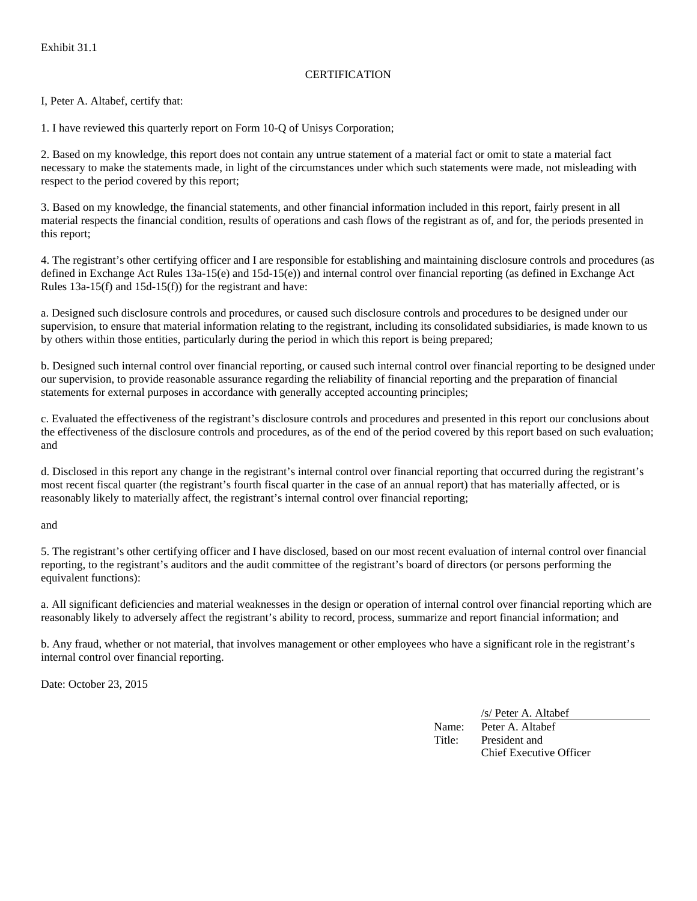Exhibit 31.1

CERTIFICATION

I, Peter A. Altabef, certify that:

1. I have reviewed this quarterly report on Form 10-Q of Unisys Corporation;

2. Based on my knowledge, this report does not contain any untrue statement of a material fact or omit to state a material fact necessary to make the statements made, in light of the circumstances under which such statements were made, not misleading with respect to the period covered by this report;

3. Based on my knowledge, the financial statements, and other financial information included in this report, fairly present in all material respects the financial condition, results of operations and cash flows of the registrant as of, and for, the periods presented in this report;

4. The registrant's other certifying officer and I are responsible for establishing and maintaining disclosure controls and procedures (as defined in Exchange Act Rules 13a-15(e) and 15d-15(e)) and internal control over financial reporting (as defined in Exchange Act Rules 13a-15(f) and 15d-15(f)) for the registrant and have:

a. Designed such disclosure controls and procedures, or caused such disclosure controls and procedures to be designed under our supervision, to ensure that material information relating to the registrant, including its consolidated subsidiaries, is made known to us by others within those entities, particularly during the period in which this report is being prepared;

b. Designed such internal control over financial reporting, or caused such internal control over financial reporting to be designed under our supervision, to provide reasonable assurance regarding the reliability of financial reporting and the preparation of financial statements for external purposes in accordance with generally accepted accounting principles;

c. Evaluated the effectiveness of the registrant's disclosure controls and procedures and presented in this report our conclusions about the effectiveness of the disclosure controls and procedures, as of the end of the period covered by this report based on such evaluation; and

d. Disclosed in this report any change in the registrant's internal control over financial reporting that occurred during the registrant's most recent fiscal quarter (the registrant's fourth fiscal quarter in the case of an annual report) that has materially affected, or is reasonably likely to materially affect, the registrant's internal control over financial reporting;

and

5. The registrant's other certifying officer and I have disclosed, based on our most recent evaluation of internal control over financial reporting, to the registrant's auditors and the audit committee of the registrant's board of directors (or persons performing the equivalent functions):

a. All significant deficiencies and material weaknesses in the design or operation of internal control over financial reporting which are reasonably likely to adversely affect the registrant's ability to record, process, summarize and report financial information; and

b. Any fraud, whether or not material, that involves management or other employees who have a significant role in the registrant's internal control over financial reporting.

Date: October 23, 2015

/s/ Peter A. Altabef

Name: Peter A. Altabef

Title: President and Chief Executive Officer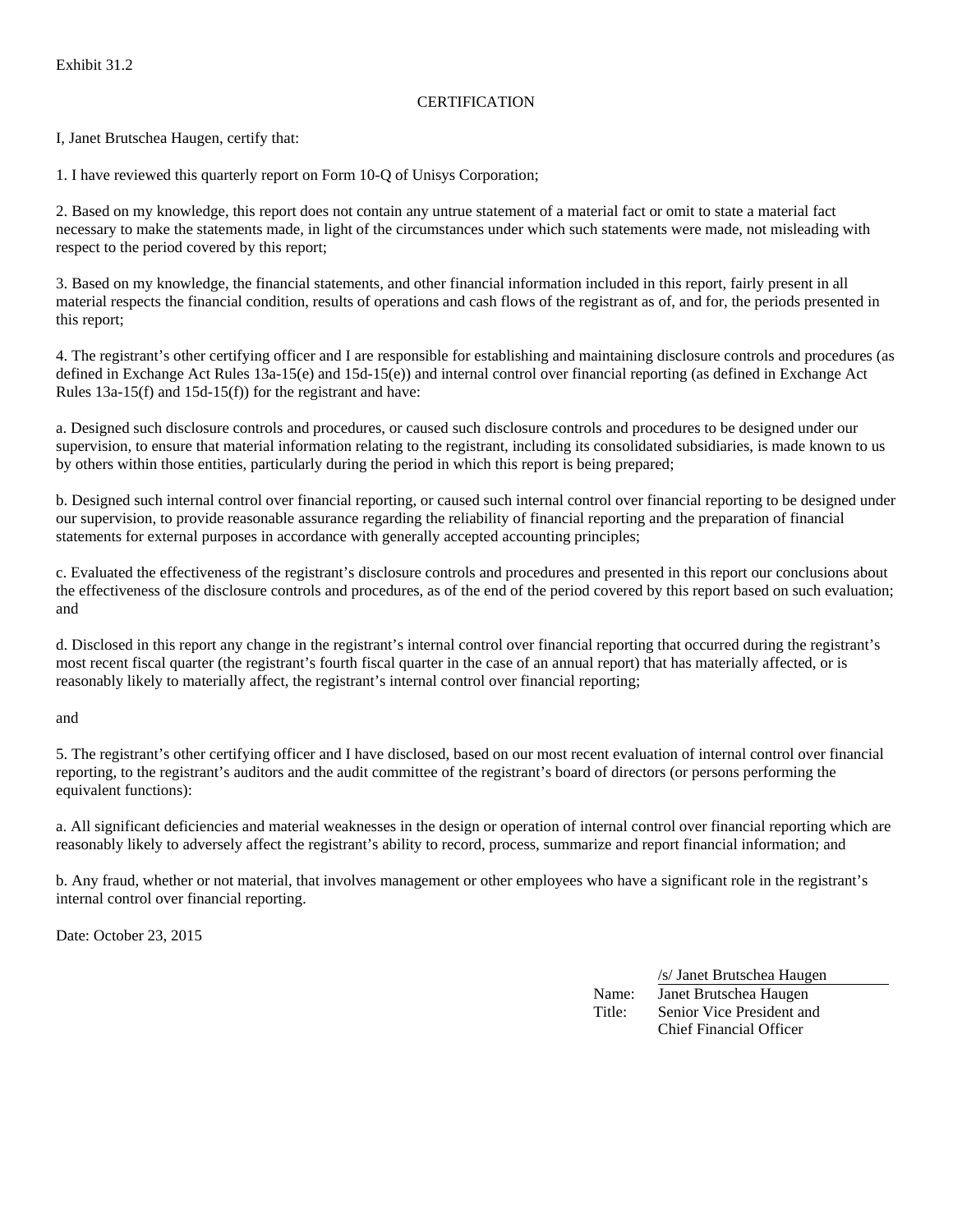Exhibit 31.2

CERTIFICATION

I, Janet Brutschea Haugen, certify that:

1. I have reviewed this quarterly report on Form 10-Q of Unisys Corporation;

2. Based on my knowledge, this report does not contain any untrue statement of a material fact or omit to state a material fact necessary to make the statements made, in light of the circumstances under which such statements were made, not misleading with respect to the period covered by this report;

3. Based on my knowledge, the financial statements, and other financial information included in this report, fairly present in all material respects the financial condition, results of operations and cash flows of the registrant as of, and for, the periods presented in this report;

4. The registrant's other certifying officer and I are responsible for establishing and maintaining disclosure controls and procedures (as defined in Exchange Act Rules 13a-15(e) and 15d-15(e)) and internal control over financial reporting (as defined in Exchange Act Rules 13a-15(f) and 15d-15(f)) for the registrant and have:

a. Designed such disclosure controls and procedures, or caused such disclosure controls and procedures to be designed under our supervision, to ensure that material information relating to the registrant, including its consolidated subsidiaries, is made known to us by others within those entities, particularly during the period in which this report is being prepared;

b. Designed such internal control over financial reporting, or caused such internal control over financial reporting to be designed under our supervision, to provide reasonable assurance regarding the reliability of financial reporting and the preparation of financial statements for external purposes in accordance with generally accepted accounting principles;

c. Evaluated the effectiveness of the registrant's disclosure controls and procedures and presented in this report our conclusions about the effectiveness of the disclosure controls and procedures, as of the end of the period covered by this report based on such evaluation; and

d. Disclosed in this report any change in the registrant's internal control over financial reporting that occurred during the registrant's most recent fiscal quarter (the registrant's fourth fiscal quarter in the case of an annual report) that has materially affected, or is reasonably likely to materially affect, the registrant's internal control over financial reporting;

and

5. The registrant's other certifying officer and I have disclosed, based on our most recent evaluation of internal control over financial reporting, to the registrant's auditors and the audit committee of the registrant's board of directors (or persons performing the equivalent functions):

a. All significant deficiencies and material weaknesses in the design or operation of internal control over financial reporting which are reasonably likely to adversely affect the registrant's ability to record, process, summarize and report financial information; and

b. Any fraud, whether or not material, that involves management or other employees who have a significant role in the registrant's internal control over financial reporting.

Date: October 23, 2015

/s/ Janet Brutschea Haugen

Name: Janet Brutschea Haugen

Title: Senior Vice President and Chief Financial Officer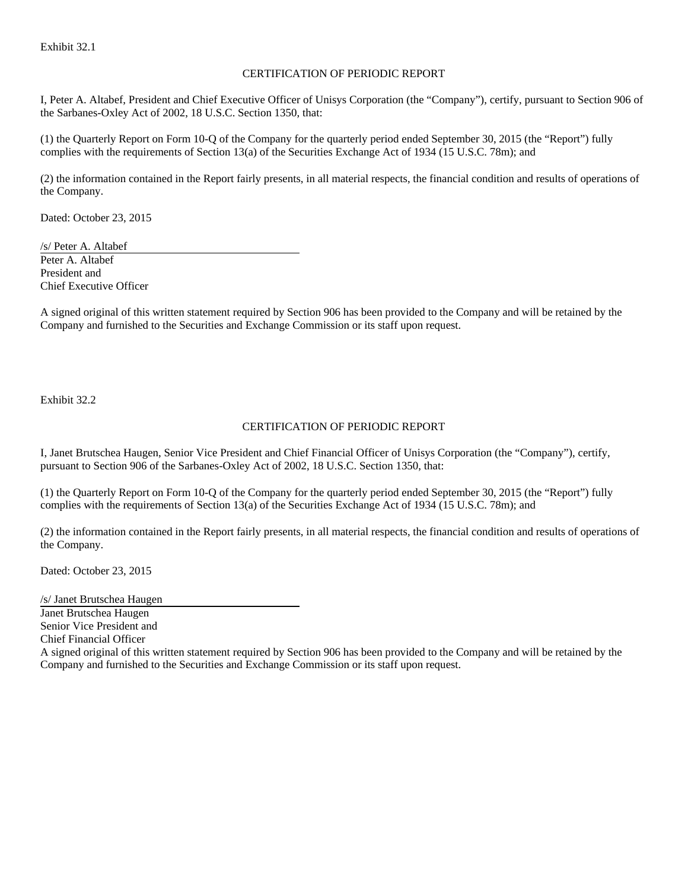Exhibit 32.1

CERTIFICATION OF PERIODIC REPORT

I, Peter A. Altabef, President and Chief Executive Officer of Unisys Corporation (the "Company"), certify, pursuant to Section 906 of the Sarbanes-Oxley Act of 2002, 18 U.S.C. Section 1350, that:

(1) the Quarterly Report on Form 10-Q of the Company for the quarterly period ended September 30, 2015 (the "Report") fully complies with the requirements of Section 13(a) of the Securities Exchange Act of 1934 (15 U.S.C. 78m); and

(2) the information contained in the Report fairly presents, in all material respects, the financial condition and results of operations of the Company.

Dated: October 23, 2015

/s/ Peter A. Altabef

Peter A. Altabef
President and
Chief Executive Officer

A signed original of this written statement required by Section 906 has been provided to the Company and will be retained by the Company and furnished to the Securities and Exchange Commission or its staff upon request.

Exhibit 32.2

CERTIFICATION OF PERIODIC REPORT

I, Janet Brutschea Haugen, Senior Vice President and Chief Financial Officer of Unisys Corporation (the "Company"), certify, pursuant to Section 906 of the Sarbanes-Oxley Act of 2002, 18 U.S.C. Section 1350, that:

(1) the Quarterly Report on Form 10-Q of the Company for the quarterly period ended September 30, 2015 (the "Report") fully complies with the requirements of Section 13(a) of the Securities Exchange Act of 1934 (15 U.S.C. 78m); and

(2) the information contained in the Report fairly presents, in all material respects, the financial condition and results of operations of the Company.

Dated: October 23, 2015

/s/ Janet Brutschea Haugen

Janet Brutschea Haugen
Senior Vice President and
Chief Financial Officer

A signed original of this written statement required by Section 906 has been provided to the Company and will be retained by the Company and furnished to the Securities and Exchange Commission or its staff upon request.